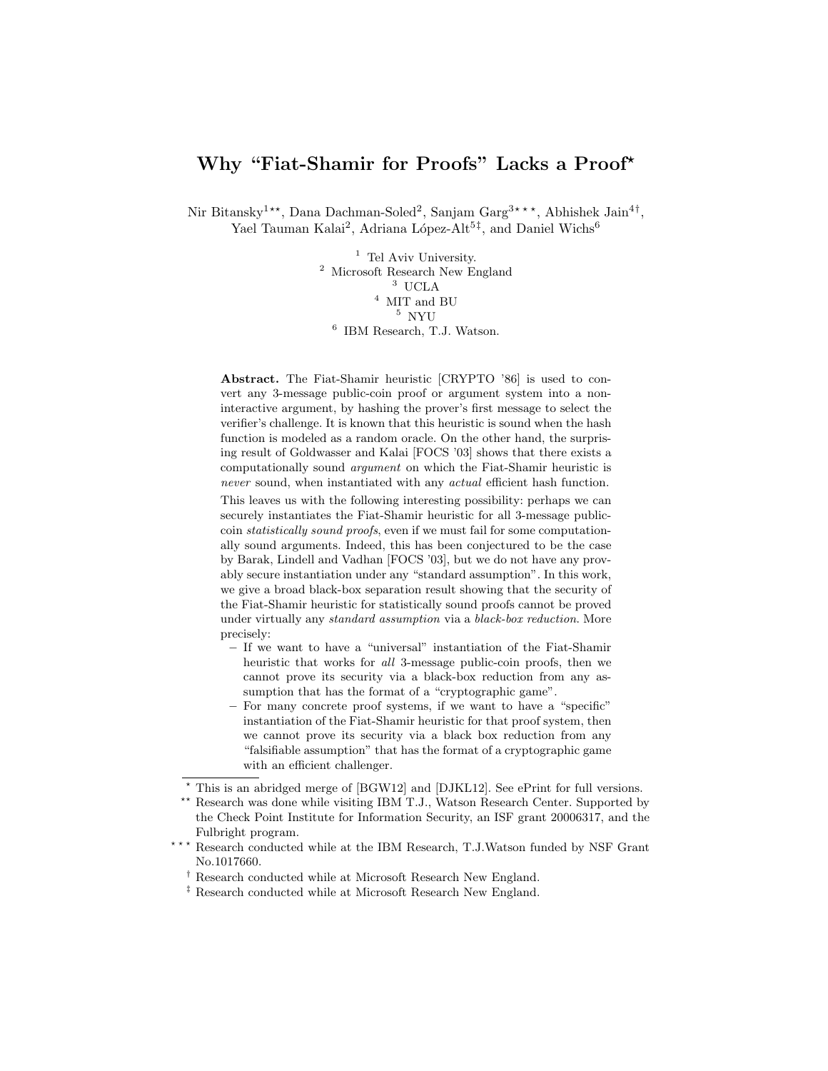# Why "Fiat-Shamir for Proofs" Lacks a Proof*

Nir Bitansky[1\*\*], Dana Dachman-Soled[2], Sanjam Garg[3\*\*\*], Abhishek Jain[4†], Yael Tauman Kalai[2], Adriana López-Alt[5‡], and Daniel Wichs[6]

[1] Tel Aviv University.
[2] Microsoft Research New England
[3] UCLA
[4] MIT and BU
[5] NYU
[6] IBM Research, T.J. Watson.

**Abstract.** The Fiat-Shamir heuristic [CRYPTO '86] is used to convert any 3-message public-coin proof or argument system into a non-interactive argument, by hashing the prover's first message to select the verifier's challenge. It is known that this heuristic is sound when the hash function is modeled as a random oracle. On the other hand, the surprising result of Goldwasser and Kalai [FOCS '03] shows that there exists a computationally sound *argument* on which the Fiat-Shamir heuristic is *never* sound, when instantiated with any *actual* efficient hash function. This leaves us with the following interesting possibility: perhaps we can securely instantiates the Fiat-Shamir heuristic for all 3-message public-coin *statistically sound proofs*, even if we must fail for some computationally sound arguments. Indeed, this has been conjectured to be the case by Barak, Lindell and Vadhan [FOCS '03], but we do not have any provably secure instantiation under any "standard assumption". In this work, we give a broad black-box separation result showing that the security of the Fiat-Shamir heuristic for statistically sound proofs cannot be proved under virtually any *standard assumption* via a *black-box reduction*. More precisely:

- If we want to have a "universal" instantiation of the Fiat-Shamir heuristic that works for *all* 3-message public-coin proofs, then we cannot prove its security via a black-box reduction from any assumption that has the format of a "cryptographic game".
- For many concrete proof systems, if we want to have a "specific" instantiation of the Fiat-Shamir heuristic for that proof system, then we cannot prove its security via a black box reduction from any "falsifiable assumption" that has the format of a cryptographic game with an efficient challenger.

---

\* This is an abridged merge of [BGW12] and [DJKL12]. See ePrint for full versions.

\*\* Research was done while visiting IBM T.J., Watson Research Center. Supported by the Check Point Institute for Information Security, an ISF grant 20006317, and the Fulbright program.

\*\*\* Research conducted while at the IBM Research, T.J.Watson funded by NSF Grant No.1017660.

† Research conducted while at Microsoft Research New England.

‡ Research conducted while at Microsoft Research New England.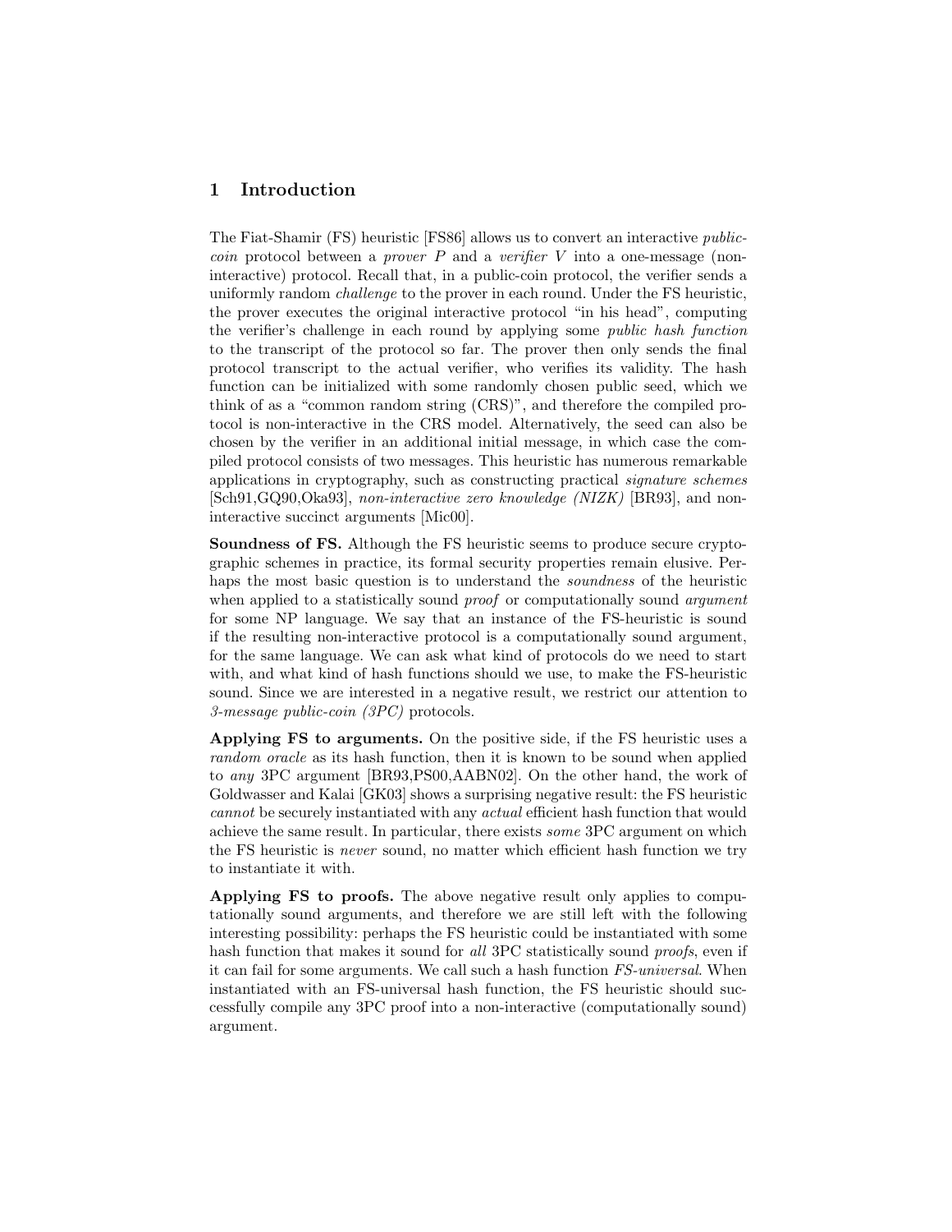## 1 Introduction

The Fiat-Shamir (FS) heuristic [FS86] allows us to convert an interactive *public-coin* protocol between a *prover* $P$ and a *verifier* $V$ into a one-message (non-interactive) protocol. Recall that, in a public-coin protocol, the verifier sends a uniformly random *challenge* to the prover in each round. Under the FS heuristic, the prover executes the original interactive protocol "in his head", computing the verifier's challenge in each round by applying some *public hash function* to the transcript of the protocol so far. The prover then only sends the final protocol transcript to the actual verifier, who verifies its validity. The hash function can be initialized with some randomly chosen public seed, which we think of as a "common random string (CRS)", and therefore the compiled protocol is non-interactive in the CRS model. Alternatively, the seed can also be chosen by the verifier in an additional initial message, in which case the compiled protocol consists of two messages. This heuristic has numerous remarkable applications in cryptography, such as constructing practical *signature schemes* [Sch91,GQ90,Oka93], *non-interactive zero knowledge (NIZK)* [BR93], and non-interactive succinct arguments [Mic00].

**Soundness of FS.** Although the FS heuristic seems to produce secure cryptographic schemes in practice, its formal security properties remain elusive. Perhaps the most basic question is to understand the *soundness* of the heuristic when applied to a statistically sound *proof* or computationally sound *argument* for some NP language. We say that an instance of the FS-heuristic is sound if the resulting non-interactive protocol is a computationally sound argument, for the same language. We can ask what kind of protocols do we need to start with, and what kind of hash functions should we use, to make the FS-heuristic sound. Since we are interested in a negative result, we restrict our attention to *3-message public-coin (3PC)* protocols.

**Applying FS to arguments.** On the positive side, if the FS heuristic uses a *random oracle* as its hash function, then it is known to be sound when applied to *any* 3PC argument [BR93,PS00,AABN02]. On the other hand, the work of Goldwasser and Kalai [GK03] shows a surprising negative result: the FS heuristic *cannot* be securely instantiated with any *actual* efficient hash function that would achieve the same result. In particular, there exists *some* 3PC argument on which the FS heuristic is *never* sound, no matter which efficient hash function we try to instantiate it with.

**Applying FS to proofs.** The above negative result only applies to computationally sound arguments, and therefore we are still left with the following interesting possibility: perhaps the FS heuristic could be instantiated with some hash function that makes it sound for *all* 3PC statistically sound *proofs*, even if it can fail for some arguments. We call such a hash function *FS-universal*. When instantiated with an FS-universal hash function, the FS heuristic should successfully compile any 3PC proof into a non-interactive (computationally sound) argument.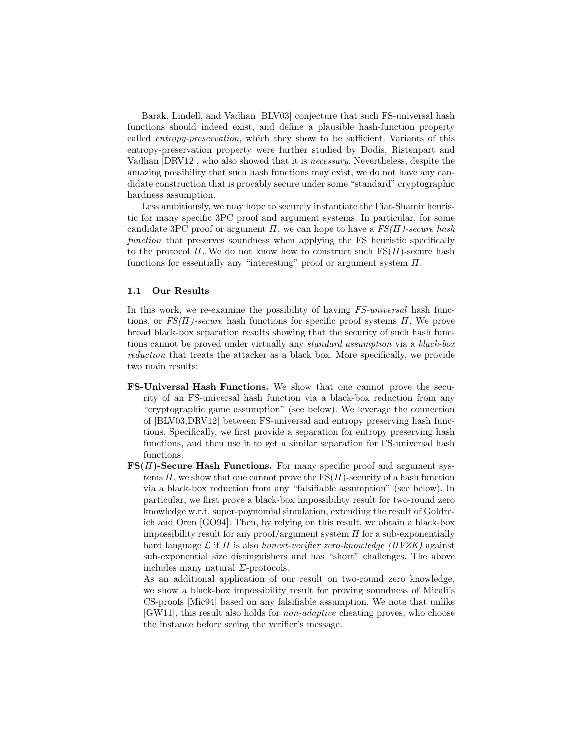Barak, Lindell, and Vadhan [BLV03] conjecture that such FS-universal hash functions should indeed exist, and define a plausible hash-function property called *entropy-preservation*, which they show to be sufficient. Variants of this entropy-preservation property were further studied by Dodis, Ristenpart and Vadhan [DRV12], who also showed that it is *necessary*. Nevertheless, despite the amazing possibility that such hash functions may exist, we do not have any candidate construction that is provably secure under some "standard" cryptographic hardness assumption.

Less ambitiously, we may hope to securely instantiate the Fiat-Shamir heuristic for many specific 3PC proof and argument systems. In particular, for some candidate 3PC proof or argument $\Pi$, we can hope to have a *FS($\Pi$)-secure hash function* that preserves soundness when applying the FS heuristic specifically to the protocol $\Pi$. We do not know how to construct such FS($\Pi$)-secure hash functions for essentially any "interesting" proof or argument system $\Pi$.

### 1.1 Our Results

In this work, we re-examine the possibility of having *FS-universal* hash functions, or *FS($\Pi$)-secure* hash functions for specific proof systems $\Pi$. We prove broad black-box separation results showing that the security of such hash functions cannot be proved under virtually any *standard assumption* via a *black-box reduction* that treats the attacker as a black box. More specifically, we provide two main results:

- **FS-Universal Hash Functions.** We show that one cannot prove the security of an FS-universal hash function via a black-box reduction from any "cryptographic game assumption" (see below). We leverage the connection of [BLV03,DRV12] between FS-universal and entropy preserving hash functions. Specifically, we first provide a separation for entropy preserving hash functions, and then use it to get a similar separation for FS-universal hash functions.
- **FS($\Pi$)-Secure Hash Functions.** For many specific proof and argument systems $\Pi$, we show that one cannot prove the FS($\Pi$)-security of a hash function via a black-box reduction from any "falsifiable assumption" (see below). In particular, we first prove a black-box impossibility result for two-round zero knowledge w.r.t. super-poynomial simulation, extending the result of Goldreich and Oren [GO94]. Then, by relying on this result, we obtain a black-box impossibility result for any proof/argument system $\Pi$ for a sub-exponentially hard language $\mathcal{L}$ if $\Pi$ is also *honest-verifier zero-knowledge (HVZK)* against sub-exponential size distinguishers and has "short" challenges. The above includes many natural $\Sigma$-protocols.

  As an additional application of our result on two-round zero knowledge, we show a black-box impossibility result for proving soundness of Micali's CS-proofs [Mic94] based on any falsifiable assumption. We note that unlike [GW11], this result also holds for *non-adaptive* cheating proves, who choose the instance before seeing the verifier's message.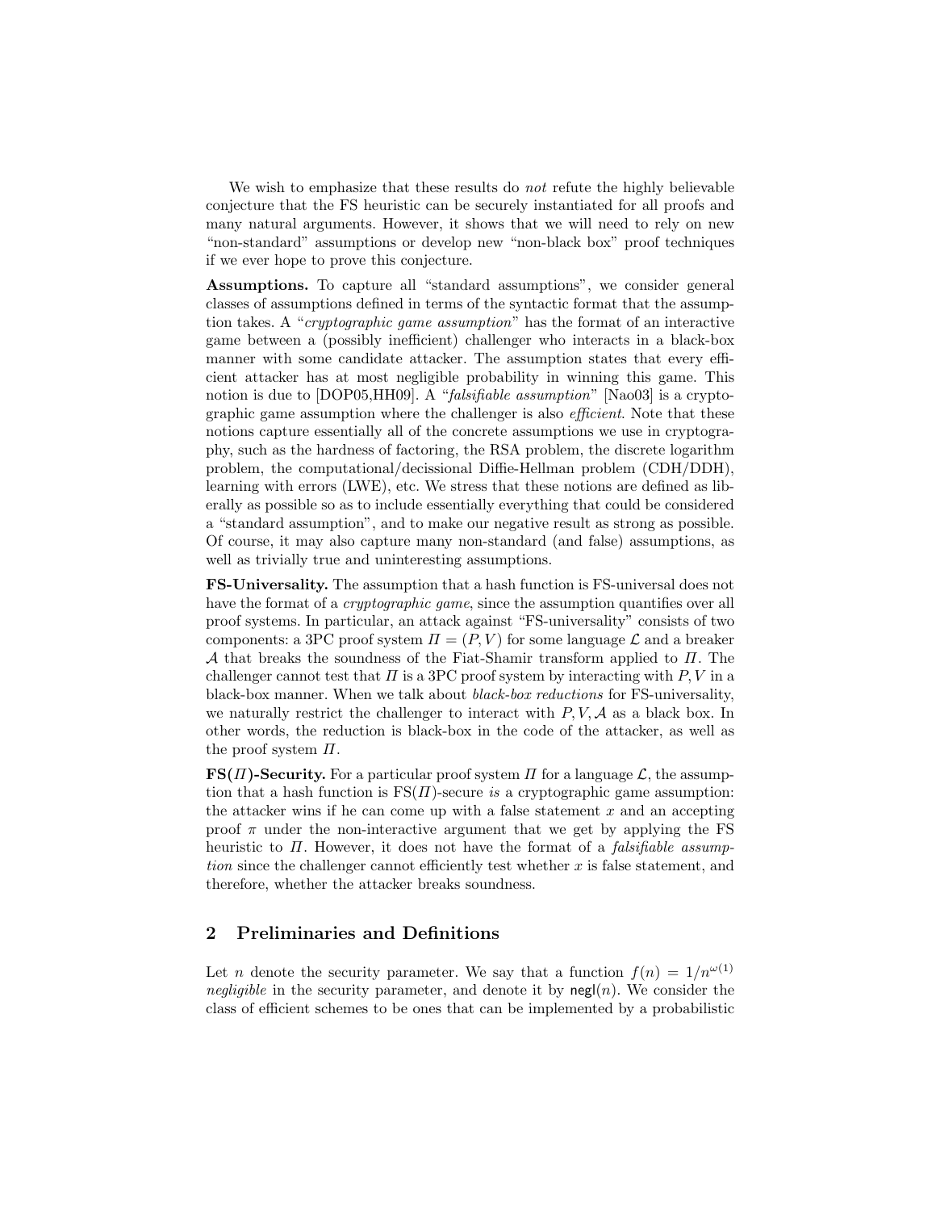We wish to emphasize that these results do *not* refute the highly believable conjecture that the FS heuristic can be securely instantiated for all proofs and many natural arguments. However, it shows that we will need to rely on new "non-standard" assumptions or develop new "non-black box" proof techniques if we ever hope to prove this conjecture.

**Assumptions.** To capture all "standard assumptions", we consider general classes of assumptions defined in terms of the syntactic format that the assumption takes. A "*cryptographic game assumption*" has the format of an interactive game between a (possibly inefficient) challenger who interacts in a black-box manner with some candidate attacker. The assumption states that every efficient attacker has at most negligible probability in winning this game. This notion is due to [DOP05,HH09]. A "*falsifiable assumption*" [Nao03] is a cryptographic game assumption where the challenger is also *efficient*. Note that these notions capture essentially all of the concrete assumptions we use in cryptography, such as the hardness of factoring, the RSA problem, the discrete logarithm problem, the computational/decissional Diffie-Hellman problem (CDH/DDH), learning with errors (LWE), etc. We stress that these notions are defined as liberally as possible so as to include essentially everything that could be considered a "standard assumption", and to make our negative result as strong as possible. Of course, it may also capture many non-standard (and false) assumptions, as well as trivially true and uninteresting assumptions.

**FS-Universality.** The assumption that a hash function is FS-universal does not have the format of a *cryptographic game*, since the assumption quantifies over all proof systems. In particular, an attack against "FS-universality" consists of two components: a 3PC proof system $\Pi = (P, V)$ for some language $\mathcal{L}$ and a breaker $\mathcal{A}$ that breaks the soundness of the Fiat-Shamir transform applied to $\Pi$. The challenger cannot test that $\Pi$ is a 3PC proof system by interacting with $P, V$ in a black-box manner. When we talk about *black-box reductions* for FS-universality, we naturally restrict the challenger to interact with $P, V, \mathcal{A}$ as a black box. In other words, the reduction is black-box in the code of the attacker, as well as the proof system $\Pi$.

**FS($\Pi$)-Security.** For a particular proof system $\Pi$ for a language $\mathcal{L}$, the assumption that a hash function is FS($\Pi$)-secure *is* a cryptographic game assumption: the attacker wins if he can come up with a false statement $x$ and an accepting proof $\pi$ under the non-interactive argument that we get by applying the FS heuristic to $\Pi$. However, it does not have the format of a *falsifiable assumption* since the challenger cannot efficiently test whether $x$ is false statement, and therefore, whether the attacker breaks soundness.

## 2 Preliminaries and Definitions

Let $n$ denote the security parameter. We say that a function $f(n) = 1/n^{\omega(1)}$ *negligible* in the security parameter, and denote it by $\mathsf{negl}(n)$. We consider the class of efficient schemes to be ones that can be implemented by a probabilistic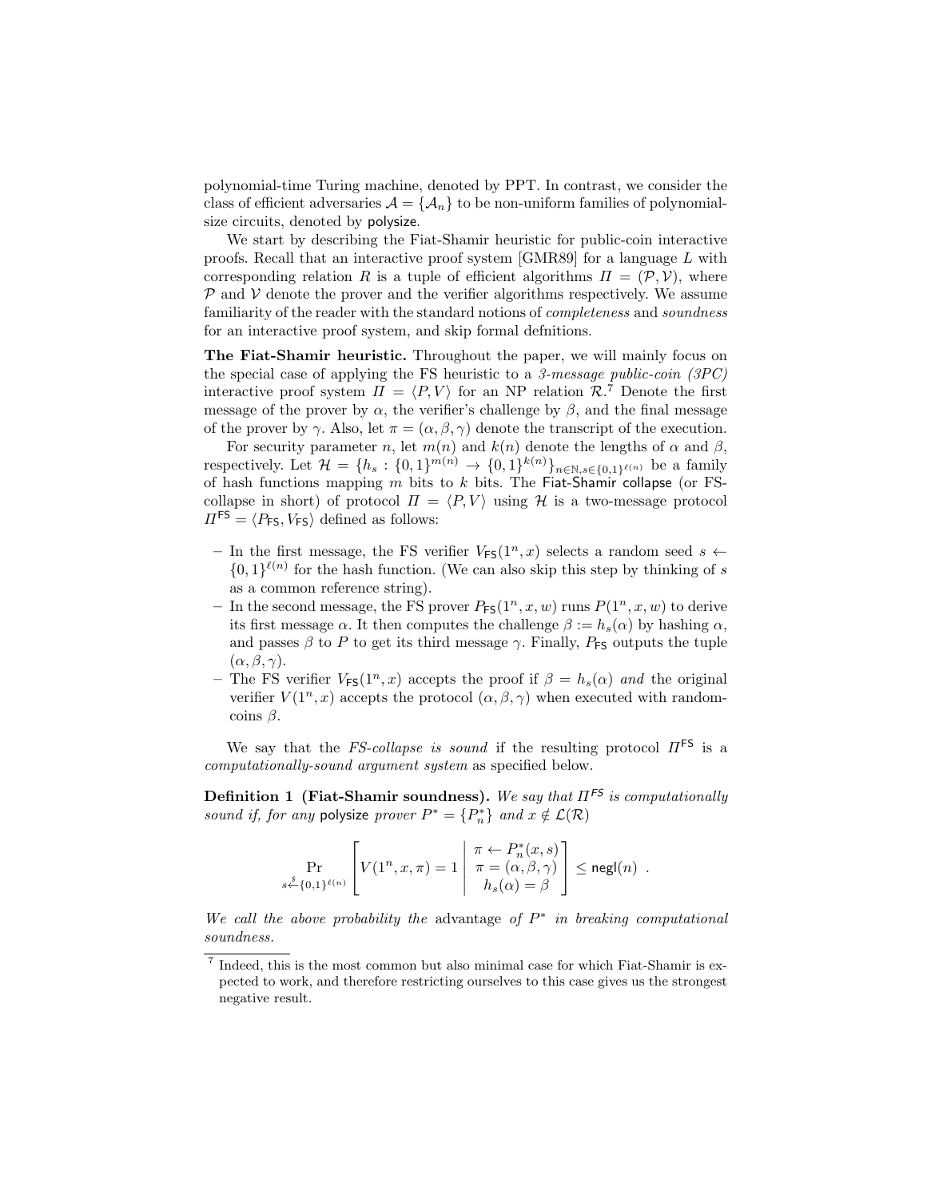polynomial-time Turing machine, denoted by PPT. In contrast, we consider the class of efficient adversaries $\mathcal{A} = \{\mathcal{A}_n\}$ to be non-uniform families of polynomial-size circuits, denoted by $\mathsf{polysize}$.

We start by describing the Fiat-Shamir heuristic for public-coin interactive proofs. Recall that an interactive proof system [GMR89] for a language $L$ with corresponding relation $R$ is a tuple of efficient algorithms $\Pi = (\mathcal{P}, \mathcal{V})$, where $\mathcal{P}$ and $\mathcal{V}$ denote the prover and the verifier algorithms respectively. We assume familiarity of the reader with the standard notions of *completeness* and *soundness* for an interactive proof system, and skip formal defnitions.

**The Fiat-Shamir heuristic.** Throughout the paper, we will mainly focus on the special case of applying the FS heuristic to a *3-message public-coin (3PC)* interactive proof system $\Pi = \langle P, V \rangle$ for an NP relation $\mathcal{R}$.[7] Denote the first message of the prover by $\alpha$, the verifier's challenge by $\beta$, and the final message of the prover by $\gamma$. Also, let $\pi = (\alpha, \beta, \gamma)$ denote the transcript of the execution.

For security parameter $n$, let $m(n)$ and $k(n)$ denote the lengths of $\alpha$ and $\beta$, respectively. Let $\mathcal{H} = \{h_s : \{0,1\}^{m(n)} \to \{0,1\}^{k(n)}\}_{n \in \mathbb{N}, s \in \{0,1\}^{\ell(n)}}$ be a family of hash functions mapping $m$ bits to $k$ bits. The Fiat-Shamir collapse (or FS-collapse in short) of protocol $\Pi = \langle P, V \rangle$ using $\mathcal{H}$ is a two-message protocol $\Pi^{\mathsf{FS}} = \langle P_{\mathsf{FS}}, V_{\mathsf{FS}} \rangle$ defined as follows:

- In the first message, the FS verifier $V_{\mathsf{FS}}(1^n, x)$ selects a random seed $s \leftarrow \{0,1\}^{\ell(n)}$ for the hash function. (We can also skip this step by thinking of $s$ as a common reference string).
- In the second message, the FS prover $P_{\mathsf{FS}}(1^n, x, w)$ runs $P(1^n, x, w)$ to derive its first message $\alpha$. It then computes the challenge $\beta := h_s(\alpha)$ by hashing $\alpha$, and passes $\beta$ to $P$ to get its third message $\gamma$. Finally, $P_{\mathsf{FS}}$ outputs the tuple $(\alpha, \beta, \gamma)$.
- The FS verifier $V_{\mathsf{FS}}(1^n, x)$ accepts the proof if $\beta = h_s(\alpha)$ *and* the original verifier $V(1^n, x)$ accepts the protocol $(\alpha, \beta, \gamma)$ when executed with random-coins $\beta$.

We say that the *FS-collapse is sound* if the resulting protocol $\Pi^{\mathsf{FS}}$ is a *computationally-sound argument system* as specified below.

**Definition 1 (Fiat-Shamir soundness).** *We say that $\Pi^{\mathsf{FS}}$ is computationally sound if, for any* $\mathsf{polysize}$ *prover $P^* = \{P^*_n\}$ and $x \notin \mathcal{L}(\mathcal{R})$*

$$\Pr_{s \xleftarrow{\$} \{0,1\}^{\ell(n)}} \left[ V(1^n, x, \pi) = 1 \;\middle|\; \begin{array}{c} \pi \leftarrow P^*_n(x, s) \\ \pi = (\alpha, \beta, \gamma) \\ h_s(\alpha) = \beta \end{array} \right] \leq \mathsf{negl}(n) \ .$$

*We call the above probability the* advantage *of $P^*$ in breaking computational soundness.*

[7] Indeed, this is the most common but also minimal case for which Fiat-Shamir is expected to work, and therefore restricting ourselves to this case gives us the strongest negative result.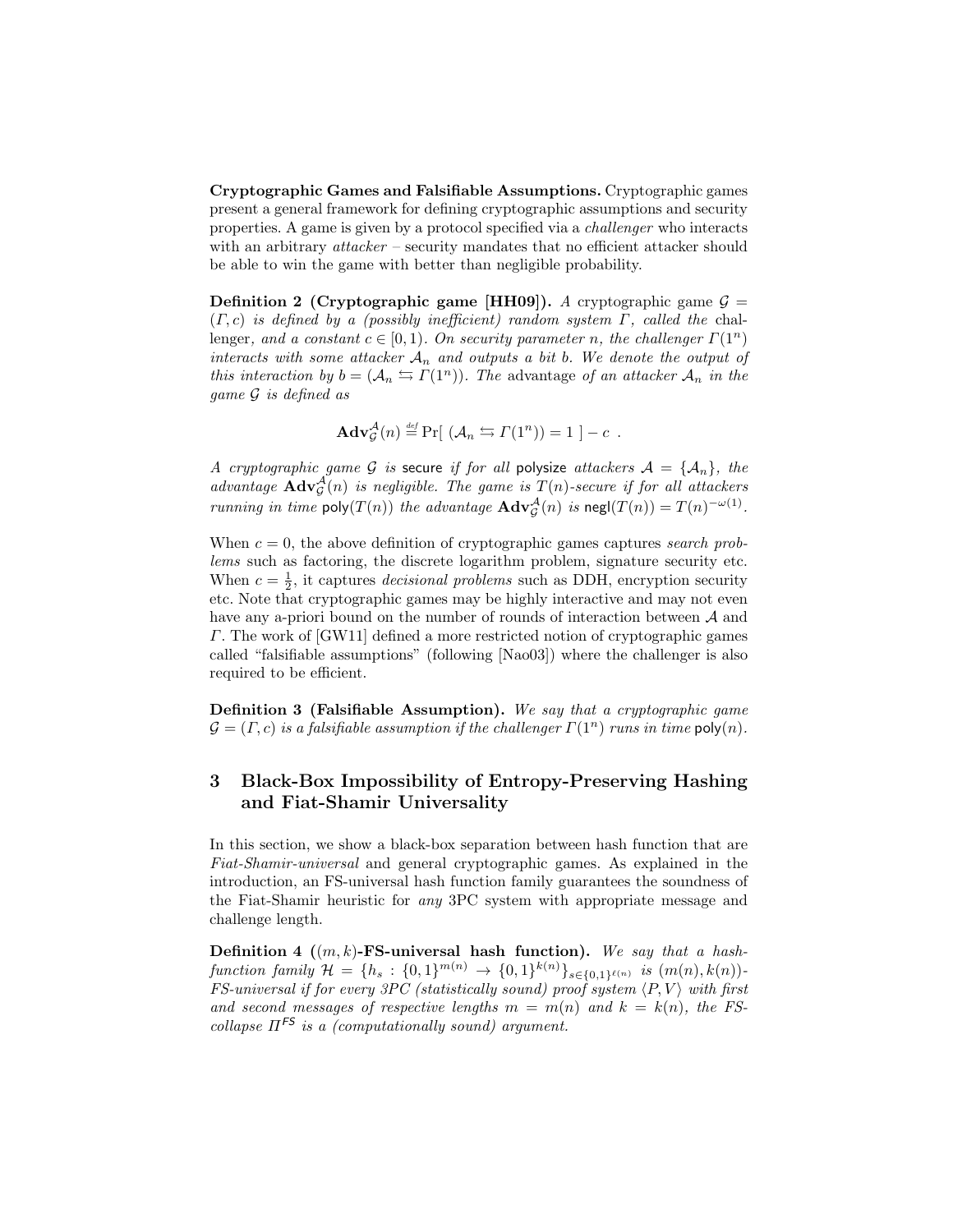**Cryptographic Games and Falsifiable Assumptions.** Cryptographic games present a general framework for defining cryptographic assumptions and security properties. A game is given by a protocol specified via a *challenger* who interacts with an arbitrary *attacker* – security mandates that no efficient attacker should be able to win the game with better than negligible probability.

**Definition 2 (Cryptographic game [HH09]).** *A cryptographic game $\mathcal{G} = (\Gamma, c)$ is defined by a (possibly inefficient) random system $\Gamma$, called the* challenger, *and a constant $c \in [0, 1)$. On security parameter $n$, the challenger $\Gamma(1^n)$ interacts with some attacker $\mathcal{A}_n$ and outputs a bit $b$. We denote the output of this interaction by $b = (\mathcal{A}_n \leftrightarrows \Gamma(1^n))$. The* advantage *of an attacker $\mathcal{A}_n$ in the game $\mathcal{G}$ is defined as*

$$\mathbf{Adv}_{\mathcal{G}}^{\mathcal{A}}(n) \stackrel{def}{=} \Pr[\ (\mathcal{A}_n \leftrightarrows \Gamma(1^n)) = 1\ ] - c\ .$$

*A cryptographic game $\mathcal{G}$ is* secure *if for all* polysize *attackers $\mathcal{A} = \{\mathcal{A}_n\}$, the advantage $\mathbf{Adv}_{\mathcal{G}}^{\mathcal{A}}(n)$ is negligible. The game is $T(n)$-secure if for all attackers running in time $\mathsf{poly}(T(n))$ the advantage $\mathbf{Adv}_{\mathcal{G}}^{\mathcal{A}}(n)$ is $\mathsf{negl}(T(n)) = T(n)^{-\omega(1)}$.*

When $c = 0$, the above definition of cryptographic games captures *search problems* such as factoring, the discrete logarithm problem, signature security etc. When $c = \frac{1}{2}$, it captures *decisional problems* such as DDH, encryption security etc. Note that cryptographic games may be highly interactive and may not even have any a-priori bound on the number of rounds of interaction between $\mathcal{A}$ and $\Gamma$. The work of [GW11] defined a more restricted notion of cryptographic games called "falsifiable assumptions" (following [Nao03]) where the challenger is also required to be efficient.

**Definition 3 (Falsifiable Assumption).** *We say that a cryptographic game $\mathcal{G} = (\Gamma, c)$ is a falsifiable assumption if the challenger $\Gamma(1^n)$ runs in time $\mathsf{poly}(n)$.*

# 3 Black-Box Impossibility of Entropy-Preserving Hashing and Fiat-Shamir Universality

In this section, we show a black-box separation between hash function that are *Fiat-Shamir-universal* and general cryptographic games. As explained in the introduction, an FS-universal hash function family guarantees the soundness of the Fiat-Shamir heuristic for *any* 3PC system with appropriate message and challenge length.

**Definition 4 ($(m, k)$-FS-universal hash function).** *We say that a hash-function family $\mathcal{H} = \{h_s : \{0,1\}^{m(n)} \to \{0,1\}^{k(n)}\}_{s \in \{0,1\}^{\ell(n)}}$ is $(m(n), k(n))$-FS-universal if for every 3PC (statistically sound) proof system $\langle P, V \rangle$ with first and second messages of respective lengths $m = m(n)$ and $k = k(n)$, the FS-collapse $\Pi^{\mathsf{FS}}$ is a (computationally sound) argument.*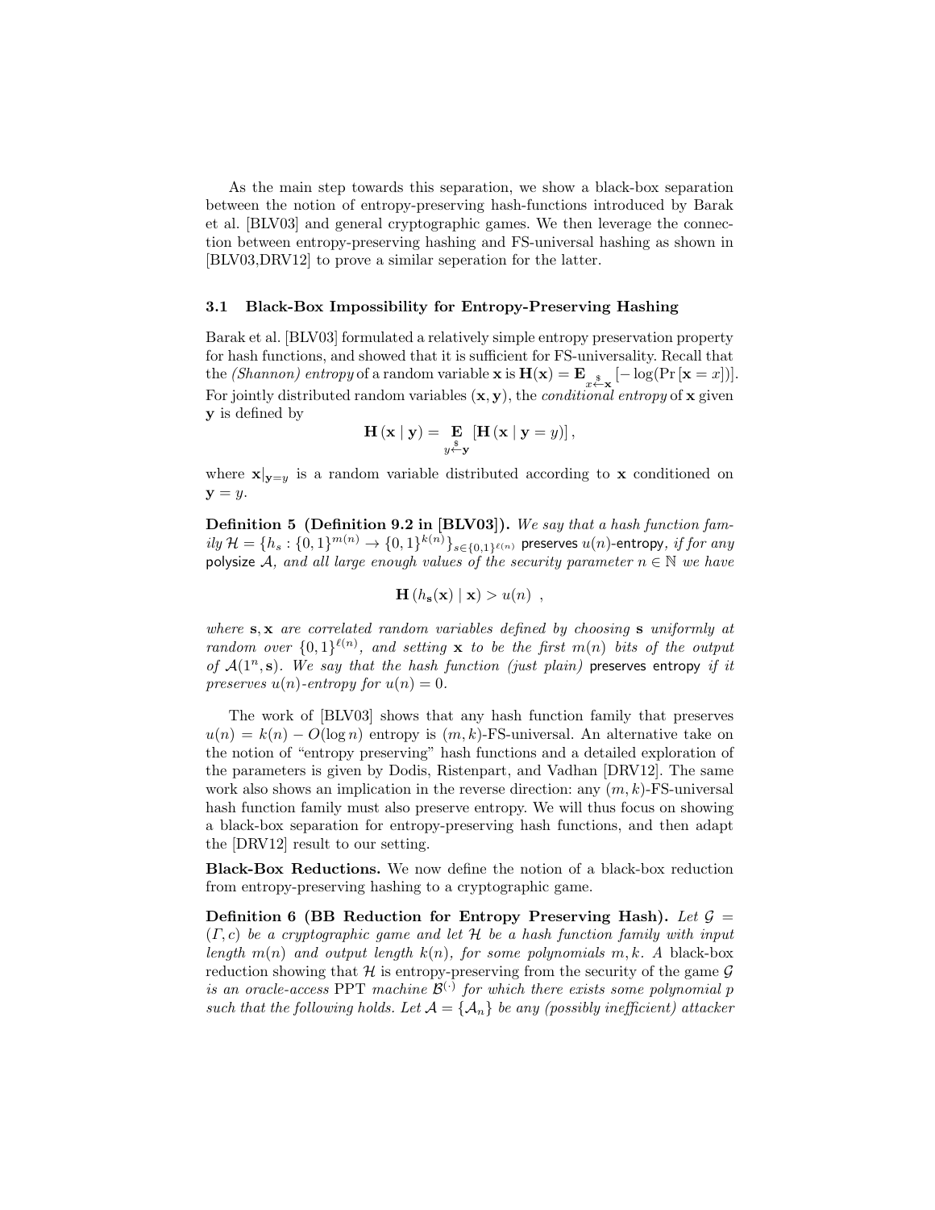As the main step towards this separation, we show a black-box separation between the notion of entropy-preserving hash-functions introduced by Barak et al. [BLV03] and general cryptographic games. We then leverage the connection between entropy-preserving hashing and FS-universal hashing as shown in [BLV03,DRV12] to prove a similar seperation for the latter.

### 3.1 Black-Box Impossibility for Entropy-Preserving Hashing

Barak et al. [BLV03] formulated a relatively simple entropy preservation property for hash functions, and showed that it is sufficient for FS-universality. Recall that the *(Shannon) entropy* of a random variable $\mathbf{x}$ is $\mathbf{H}(\mathbf{x}) = \mathbf{E}_{x \xleftarrow{\$} \mathbf{x}} [-\log(\Pr[\mathbf{x} = x])]$. For jointly distributed random variables $(\mathbf{x}, \mathbf{y})$, the *conditional entropy* of $\mathbf{x}$ given $\mathbf{y}$ is defined by

$$\mathbf{H}(\mathbf{x} \mid \mathbf{y}) = \mathop{\mathbf{E}}_{y \xleftarrow{\$} \mathbf{y}} [\mathbf{H}(\mathbf{x} \mid \mathbf{y} = y)],$$

where $\mathbf{x}|_{\mathbf{y}=y}$ is a random variable distributed according to $\mathbf{x}$ conditioned on $\mathbf{y} = y$.

**Definition 5 (Definition 9.2 in [BLV03]).** *We say that a hash function family $\mathcal{H} = \{h_s : \{0,1\}^{m(n)} \to \{0,1\}^{k(n)}\}_{s \in \{0,1\}^{\ell(n)}}$* preserves $u(n)$-entropy*, if for any* polysize $\mathcal{A}$*, and all large enough values of the security parameter $n \in \mathbb{N}$ we have*

$$\mathbf{H}(h_{\mathbf{s}}(\mathbf{x}) \mid \mathbf{x}) > u(n) \enspace ,$$

*where $\mathbf{s}, \mathbf{x}$ are correlated random variables defined by choosing $\mathbf{s}$ uniformly at random over $\{0,1\}^{\ell(n)}$, and setting $\mathbf{x}$ to be the first $m(n)$ bits of the output of $\mathcal{A}(1^n, \mathbf{s})$. We say that the hash function (just plain)* preserves entropy *if it preserves $u(n)$-entropy for $u(n) = 0$.*

The work of [BLV03] shows that any hash function family that preserves $u(n) = k(n) - O(\log n)$ entropy is $(m, k)$-FS-universal. An alternative take on the notion of "entropy preserving" hash functions and a detailed exploration of the parameters is given by Dodis, Ristenpart, and Vadhan [DRV12]. The same work also shows an implication in the reverse direction: any $(m, k)$-FS-universal hash function family must also preserve entropy. We will thus focus on showing a black-box separation for entropy-preserving hash functions, and then adapt the [DRV12] result to our setting.

**Black-Box Reductions.** We now define the notion of a black-box reduction from entropy-preserving hashing to a cryptographic game.

**Definition 6 (BB Reduction for Entropy Preserving Hash).** *Let $\mathcal{G} = (\Gamma, c)$ be a cryptographic game and let $\mathcal{H}$ be a hash function family with input length $m(n)$ and output length $k(n)$, for some polynomials $m, k$. A* black-box reduction showing that $\mathcal{H}$ is entropy-preserving from the security of the game $\mathcal{G}$ *is an oracle-access* PPT *machine $\mathcal{B}^{(\cdot)}$ for which there exists some polynomial $p$ such that the following holds. Let $\mathcal{A} = \{\mathcal{A}_n\}$ be any (possibly inefficient) attacker*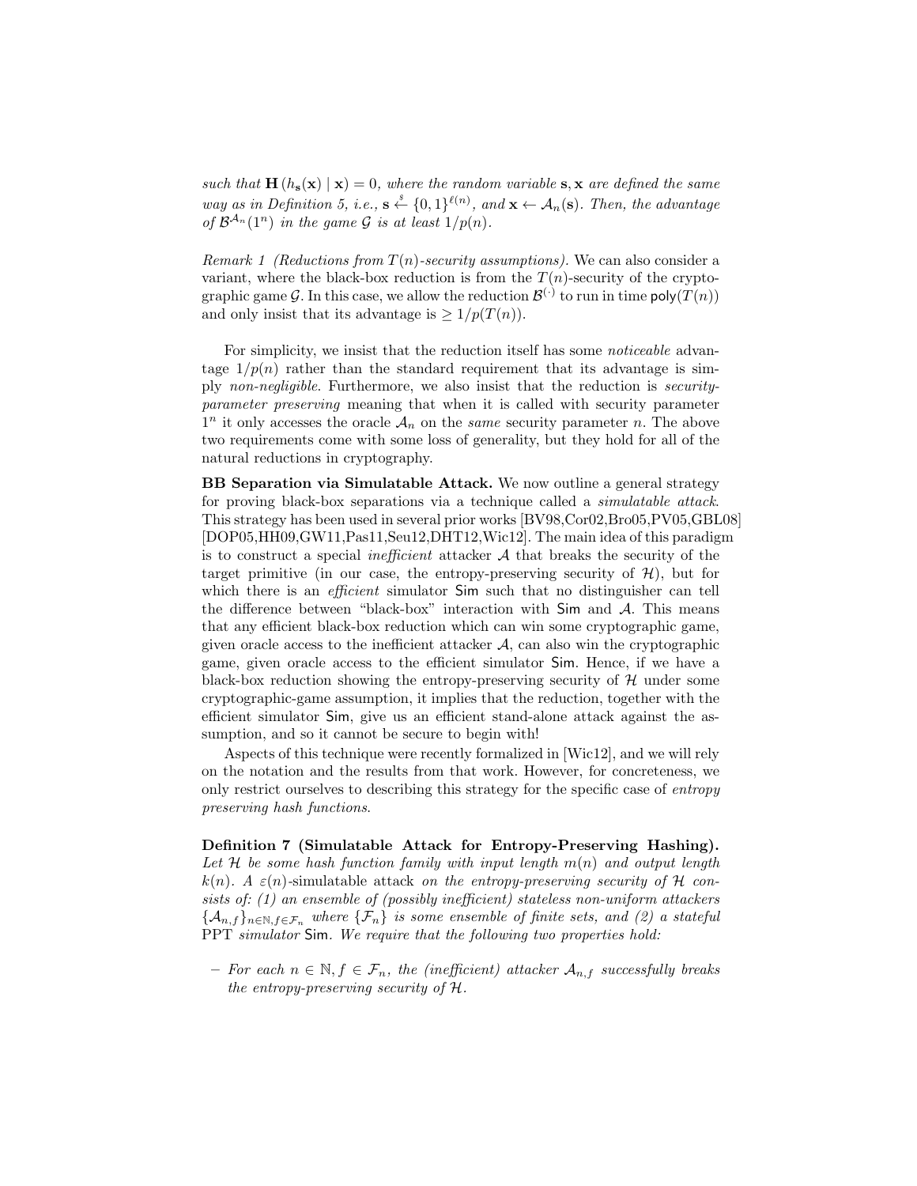*such that* $\mathbf{H}(h_{\mathbf{s}}(\mathbf{x}) \mid \mathbf{x}) = 0$*, where the random variable* $\mathbf{s}, \mathbf{x}$ *are defined the same way as in Definition 5, i.e.,* $\mathbf{s} \stackrel{\$}{\leftarrow} \{0,1\}^{\ell(n)}$*, and* $\mathbf{x} \leftarrow \mathcal{A}_n(\mathbf{s})$*. Then, the advantage of* $\mathcal{B}^{\mathcal{A}_n}(1^n)$ *in the game* $\mathcal{G}$ *is at least* $1/p(n)$*.*

*Remark 1 (Reductions from* $T(n)$*-security assumptions).* We can also consider a variant, where the black-box reduction is from the $T(n)$-security of the cryptographic game $\mathcal{G}$. In this case, we allow the reduction $\mathcal{B}^{(\cdot)}$ to run in time $\mathsf{poly}(T(n))$ and only insist that its advantage is $\geq 1/p(T(n))$.

For simplicity, we insist that the reduction itself has some *noticeable* advantage $1/p(n)$ rather than the standard requirement that its advantage is simply *non-negligible*. Furthermore, we also insist that the reduction is *security-parameter preserving* meaning that when it is called with security parameter $1^n$ it only accesses the oracle $\mathcal{A}_n$ on the *same* security parameter $n$. The above two requirements come with some loss of generality, but they hold for all of the natural reductions in cryptography.

**BB Separation via Simulatable Attack.** We now outline a general strategy for proving black-box separations via a technique called a *simulatable attack*. This strategy has been used in several prior works [BV98,Cor02,Bro05,PV05,GBL08] [DOP05,HH09,GW11,Pas11,Seu12,DHT12,Wic12]. The main idea of this paradigm is to construct a special *inefficient* attacker $\mathcal{A}$ that breaks the security of the target primitive (in our case, the entropy-preserving security of $\mathcal{H}$), but for which there is an *efficient* simulator $\mathsf{Sim}$ such that no distinguisher can tell the difference between "black-box" interaction with $\mathsf{Sim}$ and $\mathcal{A}$. This means that any efficient black-box reduction which can win some cryptographic game, given oracle access to the inefficient attacker $\mathcal{A}$, can also win the cryptographic game, given oracle access to the efficient simulator $\mathsf{Sim}$. Hence, if we have a black-box reduction showing the entropy-preserving security of $\mathcal{H}$ under some cryptographic-game assumption, it implies that the reduction, together with the efficient simulator $\mathsf{Sim}$, give us an efficient stand-alone attack against the assumption, and so it cannot be secure to begin with!

Aspects of this technique were recently formalized in [Wic12], and we will rely on the notation and the results from that work. However, for concreteness, we only restrict ourselves to describing this strategy for the specific case of *entropy preserving hash functions*.

**Definition 7 (Simulatable Attack for Entropy-Preserving Hashing).** *Let* $\mathcal{H}$ *be some hash function family with input length* $m(n)$ *and output length* $k(n)$*. A* $\varepsilon(n)$-simulatable attack *on the entropy-preserving security of* $\mathcal{H}$ *consists of: (1) an ensemble of (possibly inefficient) stateless non-uniform attackers* $\{\mathcal{A}_{n,f}\}_{n \in \mathbb{N}, f \in \mathcal{F}_n}$ *where* $\{\mathcal{F}_n\}$ *is some ensemble of finite sets, and (2) a stateful* PPT *simulator* $\mathsf{Sim}$*. We require that the following two properties hold:*

- *For each* $n \in \mathbb{N}, f \in \mathcal{F}_n$*, the (inefficient) attacker* $\mathcal{A}_{n,f}$ *successfully breaks the entropy-preserving security of* $\mathcal{H}$*.*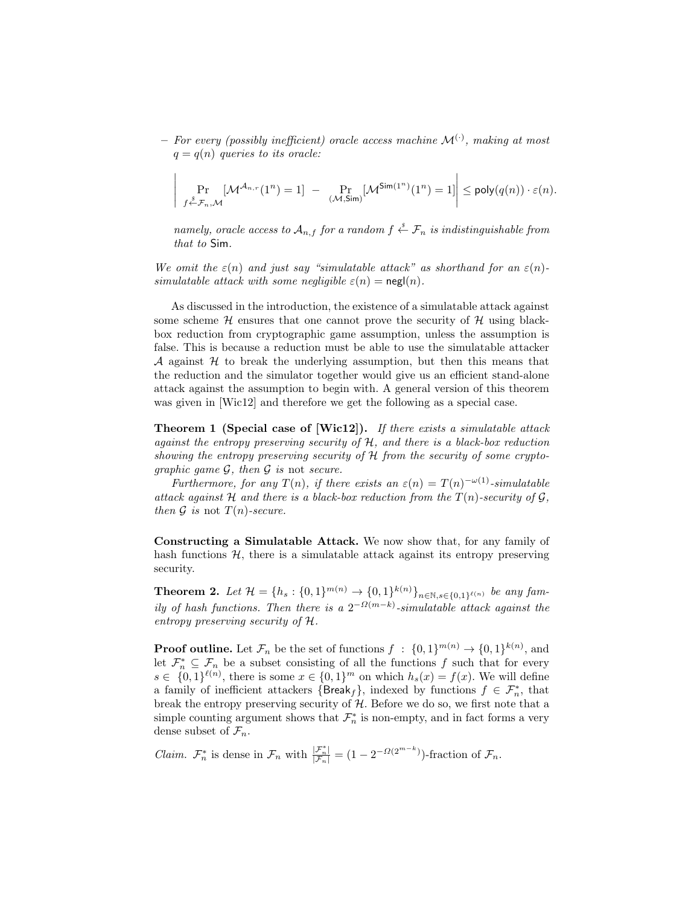– *For every (possibly inefficient) oracle access machine $\mathcal{M}^{(\cdot)}$, making at most $q = q(n)$ queries to its oracle:*

$$\left| \Pr_{f \xleftarrow{\$} \mathcal{F}_n, \mathcal{M}} [\mathcal{M}^{\mathcal{A}_{n,r}}(1^n) = 1] \;-\; \Pr_{(\mathcal{M}, \mathsf{Sim})} [\mathcal{M}^{\mathsf{Sim}(1^n)}(1^n) = 1] \right| \leq \mathsf{poly}(q(n)) \cdot \varepsilon(n).$$

*namely, oracle access to $\mathcal{A}_{n,f}$ for a random $f \xleftarrow{\$} \mathcal{F}_n$ is indistinguishable from that to* Sim.

*We omit the $\varepsilon(n)$ and just say "simulatable attack" as shorthand for an $\varepsilon(n)$-simulatable attack with some negligible $\varepsilon(n) = \mathsf{negl}(n)$.*

As discussed in the introduction, the existence of a simulatable attack against some scheme $\mathcal{H}$ ensures that one cannot prove the security of $\mathcal{H}$ using black-box reduction from cryptographic game assumption, unless the assumption is false. This is because a reduction must be able to use the simulatable attacker $\mathcal{A}$ against $\mathcal{H}$ to break the underlying assumption, but then this means that the reduction and the simulator together would give us an efficient stand-alone attack against the assumption to begin with. A general version of this theorem was given in [Wic12] and therefore we get the following as a special case.

**Theorem 1 (Special case of [Wic12]).** *If there exists a simulatable attack against the entropy preserving security of $\mathcal{H}$, and there is a black-box reduction showing the entropy preserving security of $\mathcal{H}$ from the security of some cryptographic game $\mathcal{G}$, then $\mathcal{G}$ is* not *secure.*

*Furthermore, for any $T(n)$, if there exists an $\varepsilon(n) = T(n)^{-\omega(1)}$-simulatable attack against $\mathcal{H}$ and there is a black-box reduction from the $T(n)$-security of $\mathcal{G}$, then $\mathcal{G}$ is* not *$T(n)$-secure.*

**Constructing a Simulatable Attack.** We now show that, for any family of hash functions $\mathcal{H}$, there is a simulatable attack against its entropy preserving security.

**Theorem 2.** *Let $\mathcal{H} = \{h_s : \{0,1\}^{m(n)} \to \{0,1\}^{k(n)}\}_{n \in \mathbb{N}, s \in \{0,1\}^{\ell(n)}}$ be any family of hash functions. Then there is a $2^{-\Omega(m-k)}$-simulatable attack against the entropy preserving security of $\mathcal{H}$.*

**Proof outline.** Let $\mathcal{F}_n$ be the set of functions $f : \{0,1\}^{m(n)} \to \{0,1\}^{k(n)}$, and let $\mathcal{F}_n^* \subseteq \mathcal{F}_n$ be a subset consisting of all the functions $f$ such that for every $s \in \{0,1\}^{\ell(n)}$, there is some $x \in \{0,1\}^m$ on which $h_s(x) = f(x)$. We will define a family of inefficient attackers $\{\mathsf{Break}_f\}$, indexed by functions $f \in \mathcal{F}_n^*$, that break the entropy preserving security of $\mathcal{H}$. Before we do so, we first note that a simple counting argument shows that $\mathcal{F}_n^*$ is non-empty, and in fact forms a very dense subset of $\mathcal{F}_n$.

*Claim.* $\mathcal{F}_n^*$ is dense in $\mathcal{F}_n$ with $\frac{|\mathcal{F}_n^*|}{|\mathcal{F}_n|} = (1 - 2^{-\Omega(2^{m-k})})$-fraction of $\mathcal{F}_n$.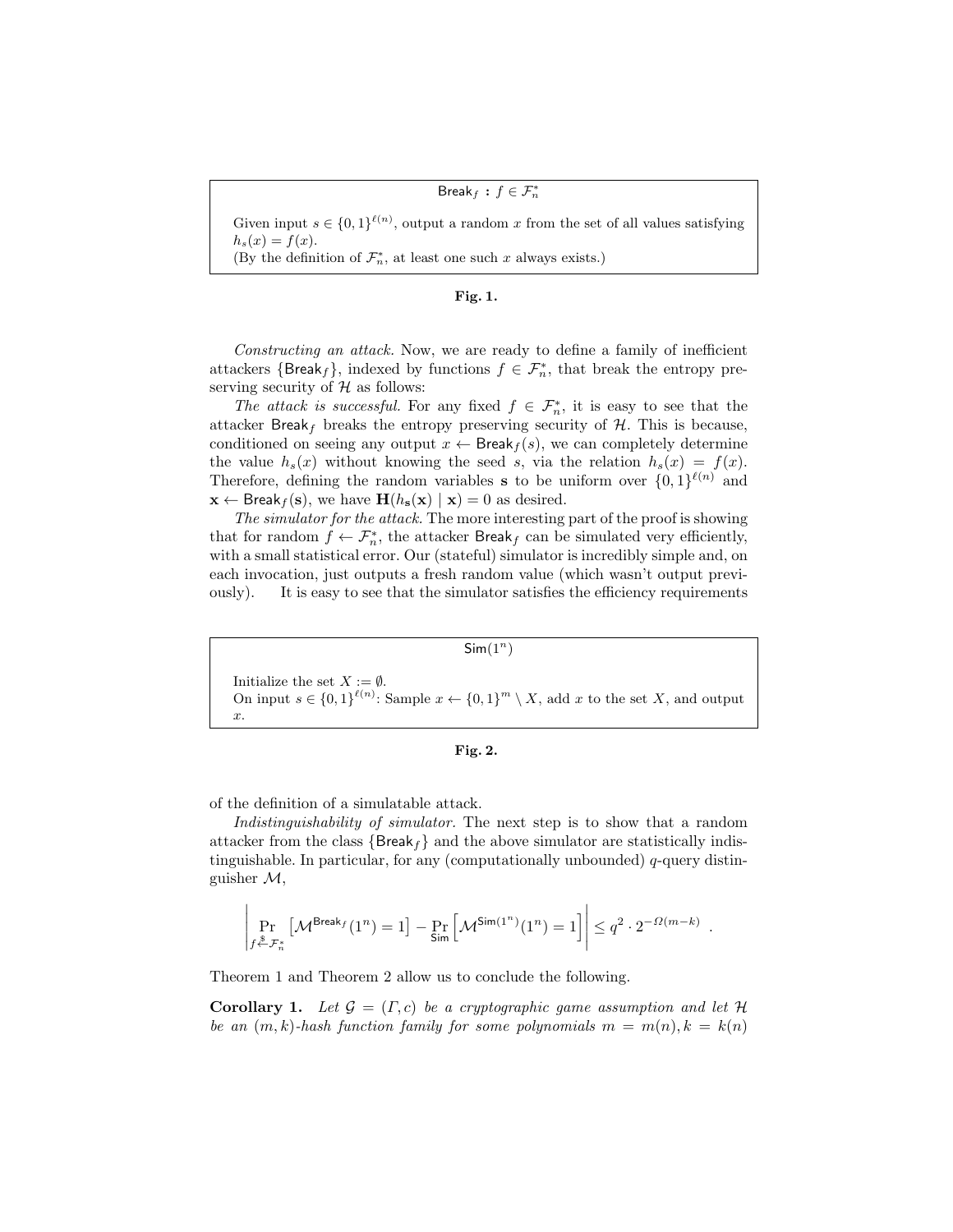> **$\mathsf{Break}_f : f \in \mathcal{F}_n^*$**
>
> Given input $s \in \{0,1\}^{\ell(n)}$, output a random $x$ from the set of all values satisfying $h_s(x) = f(x)$.
> (By the definition of $\mathcal{F}_n^*$, at least one such $x$ always exists.)

**Fig. 1.**

*Constructing an attack.* Now, we are ready to define a family of inefficient attackers $\{\mathsf{Break}_f\}$, indexed by functions $f \in \mathcal{F}_n^*$, that break the entropy preserving security of $\mathcal{H}$ as follows:

*The attack is successful.* For any fixed $f \in \mathcal{F}_n^*$, it is easy to see that the attacker $\mathsf{Break}_f$ breaks the entropy preserving security of $\mathcal{H}$. This is because, conditioned on seeing any output $x \leftarrow \mathsf{Break}_f(s)$, we can completely determine the value $h_s(x)$ without knowing the seed $s$, via the relation $h_s(x) = f(x)$. Therefore, defining the random variables $\mathbf{s}$ to be uniform over $\{0,1\}^{\ell(n)}$ and $\mathbf{x} \leftarrow \mathsf{Break}_f(\mathbf{s})$, we have $\mathbf{H}(h_{\mathbf{s}}(\mathbf{x}) \mid \mathbf{x}) = 0$ as desired.

*The simulator for the attack.* The more interesting part of the proof is showing that for random $f \leftarrow \mathcal{F}_n^*$, the attacker $\mathsf{Break}_f$ can be simulated very efficiently, with a small statistical error. Our (stateful) simulator is incredibly simple and, on each invocation, just outputs a fresh random value (which wasn't output previously). It is easy to see that the simulator satisfies the efficiency requirements of the definition of a simulatable attack.

> **$\mathsf{Sim}(1^n)$**
>
> Initialize the set $X := \emptyset$.
> On input $s \in \{0,1\}^{\ell(n)}$: Sample $x \leftarrow \{0,1\}^m \setminus X$, add $x$ to the set $X$, and output $x$.

**Fig. 2.**

*Indistinguishability of simulator.* The next step is to show that a random attacker from the class $\{\mathsf{Break}_f\}$ and the above simulator are statistically indistinguishable. In particular, for any (computationally unbounded) $q$-query distinguisher $\mathcal{M}$,

$$\left| \Pr_{f \xleftarrow{\$} \mathcal{F}_n^*}\left[\mathcal{M}^{\mathsf{Break}_f}(1^n) = 1\right] - \Pr_{\mathsf{Sim}}\left[\mathcal{M}^{\mathsf{Sim}(1^n)}(1^n) = 1\right] \right| \le q^2 \cdot 2^{-\Omega(m-k)} \ .$$

Theorem 1 and Theorem 2 allow us to conclude the following.

**Corollary 1.** *Let $\mathcal{G} = (\Gamma, c)$ be a cryptographic game assumption and let $\mathcal{H}$ be an $(m,k)$-hash function family for some polynomials $m = m(n), k = k(n)$*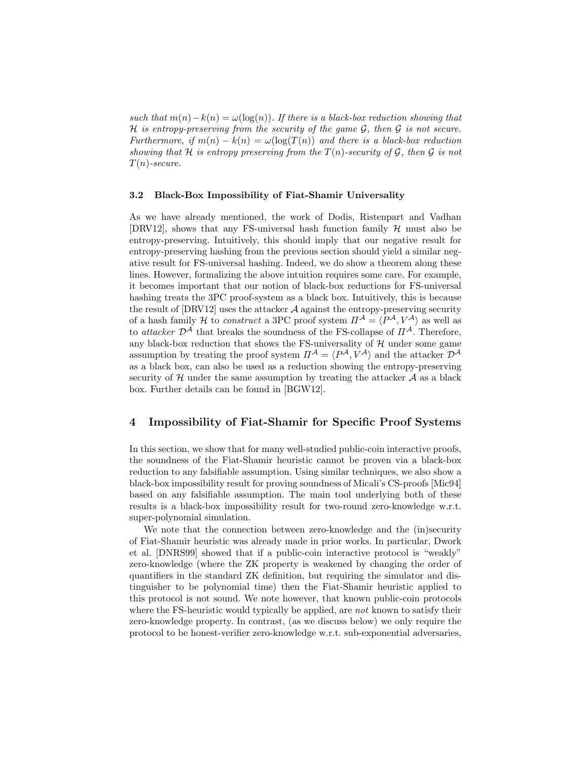*such that $m(n) - k(n) = \omega(\log(n))$. If there is a black-box reduction showing that $\mathcal{H}$ is entropy-preserving from the security of the game $\mathcal{G}$, then $\mathcal{G}$ is not secure. Furthermore, if $m(n) - k(n) = \omega(\log(T(n))$ and there is a black-box reduction showing that $\mathcal{H}$ is entropy preserving from the $T(n)$-security of $\mathcal{G}$, then $\mathcal{G}$ is not $T(n)$-secure.*

### 3.2 Black-Box Impossibility of Fiat-Shamir Universality

As we have already mentioned, the work of Dodis, Ristenpart and Vadhan [DRV12], shows that any FS-universal hash function family $\mathcal{H}$ must also be entropy-preserving. Intuitively, this should imply that our negative result for entropy-preserving hashing from the previous section should yield a similar negative result for FS-universal hashing. Indeed, we do show a theorem along these lines. However, formalizing the above intuition requires some care. For example, it becomes important that our notion of black-box reductions for FS-universal hashing treats the 3PC proof-system as a black box. Intuitively, this is because the result of [DRV12] uses the attacker $\mathcal{A}$ against the entropy-preserving security of a hash family $\mathcal{H}$ to *construct* a 3PC proof system $\Pi^{\mathcal{A}} = \langle P^{\mathcal{A}}, V^{\mathcal{A}} \rangle$ as well as to *attacker* $\mathcal{D}^{\mathcal{A}}$ that breaks the soundness of the FS-collapse of $\Pi^{\mathcal{A}}$. Therefore, any black-box reduction that shows the FS-universality of $\mathcal{H}$ under some game assumption by treating the proof system $\Pi^{\mathcal{A}} = \langle P^{\mathcal{A}}, V^{\mathcal{A}} \rangle$ and the attacker $\mathcal{D}^{\mathcal{A}}$ as a black box, can also be used as a reduction showing the entropy-preserving security of $\mathcal{H}$ under the same assumption by treating the attacker $\mathcal{A}$ as a black box. Further details can be found in [BGW12].

## 4 Impossibility of Fiat-Shamir for Specific Proof Systems

In this section, we show that for many well-studied public-coin interactive proofs, the soundness of the Fiat-Shamir heuristic cannot be proven via a black-box reduction to any falsifiable assumption. Using similar techniques, we also show a black-box impossibility result for proving soundness of Micali's CS-proofs [Mic94] based on any falsifiable assumption. The main tool underlying both of these results is a black-box impossibility result for two-round zero-knowledge w.r.t. super-polynomial simulation.

We note that the connection between zero-knowledge and the (in)security of Fiat-Shamir heuristic was already made in prior works. In particular, Dwork et al. [DNRS99] showed that if a public-coin interactive protocol is "weakly" zero-knowledge (where the ZK property is weakened by changing the order of quantifiers in the standard ZK definition, but requiring the simulator and distinguisher to be polynomial time) then the Fiat-Shamir heuristic applied to this protocol is not sound. We note however, that known public-coin protocols where the FS-heuristic would typically be applied, are *not* known to satisfy their zero-knowledge property. In contrast, (as we discuss below) we only require the protocol to be honest-verifier zero-knowledge w.r.t. sub-exponential adversaries,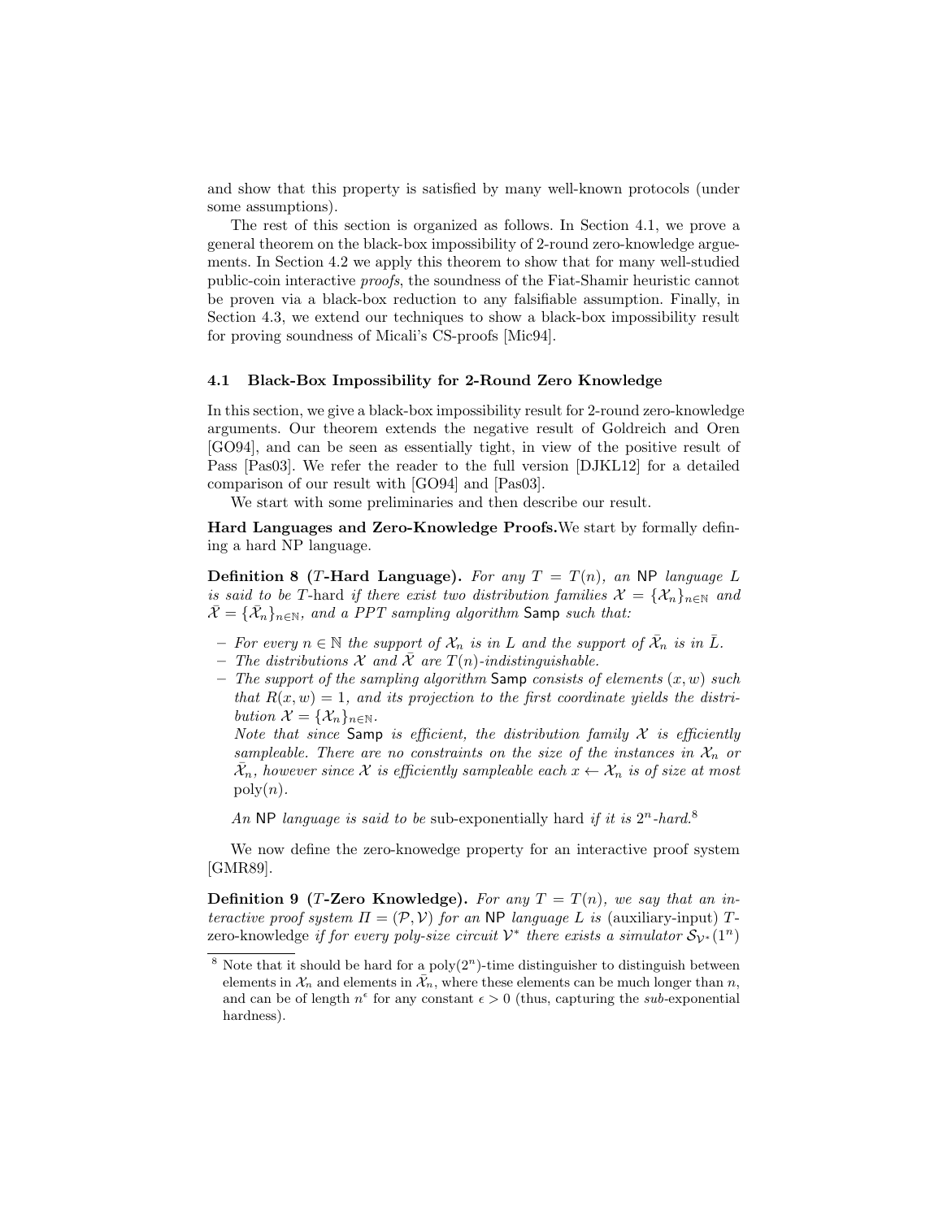and show that this property is satisfied by many well-known protocols (under some assumptions).

The rest of this section is organized as follows. In Section 4.1, we prove a general theorem on the black-box impossibility of 2-round zero-knowledge arguements. In Section 4.2 we apply this theorem to show that for many well-studied public-coin interactive *proofs*, the soundness of the Fiat-Shamir heuristic cannot be proven via a black-box reduction to any falsifiable assumption. Finally, in Section 4.3, we extend our techniques to show a black-box impossibility result for proving soundness of Micali's CS-proofs [Mic94].

### 4.1 Black-Box Impossibility for 2-Round Zero Knowledge

In this section, we give a black-box impossibility result for 2-round zero-knowledge arguments. Our theorem extends the negative result of Goldreich and Oren [GO94], and can be seen as essentially tight, in view of the positive result of Pass [Pas03]. We refer the reader to the full version [DJKL12] for a detailed comparison of our result with [GO94] and [Pas03].

We start with some preliminaries and then describe our result.

**Hard Languages and Zero-Knowledge Proofs.** We start by formally defining a hard NP language.

**Definition 8 ($T$-Hard Language).** *For any $T = T(n)$, an* NP *language $L$ is said to be* $T$-hard *if there exist two distribution families $\mathcal{X} = \{\mathcal{X}_n\}_{n\in\mathbb{N}}$ and $\bar{\mathcal{X}} = \{\bar{\mathcal{X}}_n\}_{n\in\mathbb{N}}$, and a PPT sampling algorithm* Samp *such that:*

- *For every $n \in \mathbb{N}$ the support of $\mathcal{X}_n$ is in $L$ and the support of $\bar{\mathcal{X}}_n$ is in $\bar{L}$.*
- *The distributions $\mathcal{X}$ and $\bar{\mathcal{X}}$ are $T(n)$-indistinguishable.*
- *The support of the sampling algorithm* Samp *consists of elements $(x, w)$ such that $R(x, w) = 1$, and its projection to the first coordinate yields the distribution $\mathcal{X} = \{\mathcal{X}_n\}_{n\in\mathbb{N}}$.*
  *Note that since* Samp *is efficient, the distribution family $\mathcal{X}$ is efficiently sampleable. There are no constraints on the size of the instances in $\mathcal{X}_n$ or $\bar{\mathcal{X}}_n$, however since $\mathcal{X}$ is efficiently sampleable each $x \leftarrow \mathcal{X}_n$ is of size at most $\mathrm{poly}(n)$.*

*An* NP *language is said to be* sub-exponentially hard *if it is $2^n$-hard.*[8]

We now define the zero-knowedge property for an interactive proof system [GMR89].

**Definition 9 ($T$-Zero Knowledge).** *For any $T = T(n)$, we say that an interactive proof system $\Pi = (\mathcal{P}, \mathcal{V})$ for an* NP *language $L$ is* (auxiliary-input) $T$-zero-knowledge *if for every poly-size circuit $\mathcal{V}^*$ there exists a simulator $\mathcal{S}_{\mathcal{V}^*}(1^n)$*

[8] Note that it should be hard for a $\mathrm{poly}(2^n)$-time distinguisher to distinguish between elements in $\mathcal{X}_n$ and elements in $\bar{\mathcal{X}}_n$, where these elements can be much longer than $n$, and can be of length $n^\epsilon$ for any constant $\epsilon > 0$ (thus, capturing the *sub*-exponential hardness).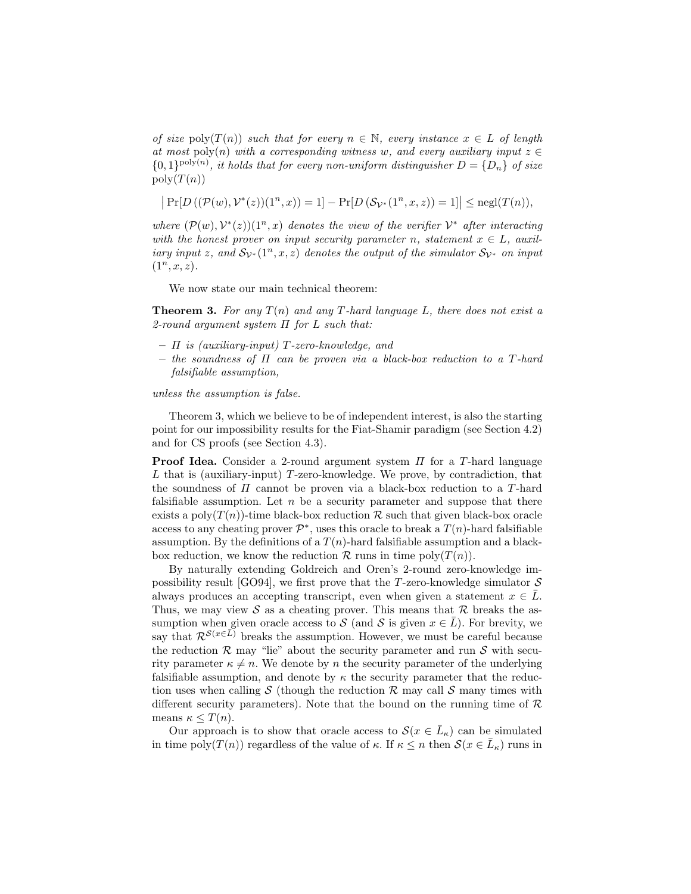*of size* $\text{poly}(T(n))$ *such that for every* $n \in \mathbb{N}$*, every instance* $x \in L$ *of length at most* $\text{poly}(n)$ *with a corresponding witness* $w$*, and every auxiliary input* $z \in \{0,1\}^{\text{poly}(n)}$*, it holds that for every non-uniform distinguisher* $D = \{D_n\}$ *of size* $\text{poly}(T(n))$

$$\left|\Pr[D\left((\mathcal{P}(w), \mathcal{V}^*(z))(1^n, x)\right) = 1] - \Pr[D\left(\mathcal{S}_{\mathcal{V}^*}(1^n, x, z)\right) = 1]\right| \leq \text{negl}(T(n)),$$

*where* $(\mathcal{P}(w), \mathcal{V}^*(z))(1^n, x)$ *denotes the view of the verifier* $\mathcal{V}^*$ *after interacting with the honest prover on input security parameter* $n$*, statement* $x \in L$*, auxiliary input* $z$*, and* $\mathcal{S}_{\mathcal{V}^*}(1^n, x, z)$ *denotes the output of the simulator* $\mathcal{S}_{\mathcal{V}^*}$ *on input* $(1^n, x, z)$*.*

We now state our main technical theorem:

**Theorem 3.** *For any* $T(n)$ *and any* $T$*-hard language* $L$*, there does not exist a 2-round argument system* $\Pi$ *for* $L$ *such that:*

- $\Pi$ *is (auxiliary-input)* $T$*-zero-knowledge, and*
- *the soundness of* $\Pi$ *can be proven via a black-box reduction to a* $T$*-hard falsifiable assumption,*

*unless the assumption is false.*

Theorem 3, which we believe to be of independent interest, is also the starting point for our impossibility results for the Fiat-Shamir paradigm (see Section 4.2) and for CS proofs (see Section 4.3).

**Proof Idea.** Consider a 2-round argument system $\Pi$ for a $T$-hard language $L$ that is (auxiliary-input) $T$-zero-knowledge. We prove, by contradiction, that the soundness of $\Pi$ cannot be proven via a black-box reduction to a $T$-hard falsifiable assumption. Let $n$ be a security parameter and suppose that there exists a $\text{poly}(T(n))$-time black-box reduction $\mathcal{R}$ such that given black-box oracle access to any cheating prover $\mathcal{P}^*$, uses this oracle to break a $T(n)$-hard falsifiable assumption. By the definitions of a $T(n)$-hard falsifiable assumption and a black-box reduction, we know the reduction $\mathcal{R}$ runs in time $\text{poly}(T(n))$.

By naturally extending Goldreich and Oren's 2-round zero-knowledge impossibility result [GO94], we first prove that the $T$-zero-knowledge simulator $\mathcal{S}$ always produces an accepting transcript, even when given a statement $x \in \bar{L}$. Thus, we may view $\mathcal{S}$ as a cheating prover. This means that $\mathcal{R}$ breaks the assumption when given oracle access to $\mathcal{S}$ (and $\mathcal{S}$ is given $x \in \bar{L}$). For brevity, we say that $\mathcal{R}^{\mathcal{S}(x \in \bar{L})}$ breaks the assumption. However, we must be careful because the reduction $\mathcal{R}$ may "lie" about the security parameter and run $\mathcal{S}$ with security parameter $\kappa \neq n$. We denote by $n$ the security parameter of the underlying falsifiable assumption, and denote by $\kappa$ the security parameter that the reduction uses when calling $\mathcal{S}$ (though the reduction $\mathcal{R}$ may call $\mathcal{S}$ many times with different security parameters). Note that the bound on the running time of $\mathcal{R}$ means $\kappa \leq T(n)$.

Our approach is to show that oracle access to $\mathcal{S}(x \in \bar{L}_\kappa)$ can be simulated in time $\text{poly}(T(n))$ regardless of the value of $\kappa$. If $\kappa \leq n$ then $\mathcal{S}(x \in \bar{L}_\kappa)$ runs in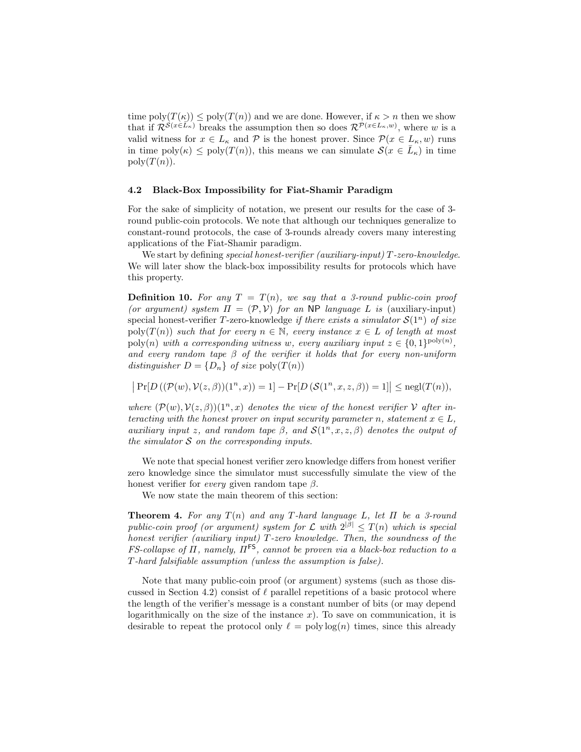time $\text{poly}(T(\kappa)) \leq \text{poly}(T(n))$ and we are done. However, if $\kappa > n$ then we show that if $\mathcal{R}^{\mathcal{S}(x \in \bar{L}_\kappa)}$ breaks the assumption then so does $\mathcal{R}^{\mathcal{P}(x \in L_\kappa, w)}$, where $w$ is a valid witness for $x \in L_\kappa$ and $\mathcal{P}$ is the honest prover. Since $\mathcal{P}(x \in L_\kappa, w)$ runs in time $\text{poly}(\kappa) \leq \text{poly}(T(n))$, this means we can simulate $\mathcal{S}(x \in \bar{L}_\kappa)$ in time $\text{poly}(T(n))$.

### 4.2 Black-Box Impossibility for Fiat-Shamir Paradigm

For the sake of simplicity of notation, we present our results for the case of 3-round public-coin protocols. We note that although our techniques generalize to constant-round protocols, the case of 3-rounds already covers many interesting applications of the Fiat-Shamir paradigm.

We start by defining *special honest-verifier (auxiliary-input) $T$-zero-knowledge*. We will later show the black-box impossibility results for protocols which have this property.

**Definition 10.** *For any $T = T(n)$, we say that a 3-round public-coin proof (or argument) system $\Pi = (\mathcal{P}, \mathcal{V})$ for an* NP *language $L$ is* (auxiliary-input) special honest-verifier $T$-zero-knowledge *if there exists a simulator $\mathcal{S}(1^n)$ of size $\text{poly}(T(n))$ such that for every $n \in \mathbb{N}$, every instance $x \in L$ of length at most $\text{poly}(n)$ with a corresponding witness $w$, every auxiliary input $z \in \{0,1\}^{\text{poly}(n)}$, and every random tape $\beta$ of the verifier it holds that for every non-uniform distinguisher $D = \{D_n\}$ of size $\text{poly}(T(n))$*

$$\left| \Pr[D\left((\mathcal{P}(w), \mathcal{V}(z, \beta))(1^n, x)\right) = 1] - \Pr[D\left(\mathcal{S}(1^n, x, z, \beta)\right) = 1] \right| \leq \text{negl}(T(n)),$$

*where $(\mathcal{P}(w), \mathcal{V}(z, \beta))(1^n, x)$ denotes the view of the honest verifier $\mathcal{V}$ after interacting with the honest prover on input security parameter $n$, statement $x \in L$, auxiliary input $z$, and random tape $\beta$, and $\mathcal{S}(1^n, x, z, \beta)$ denotes the output of the simulator $\mathcal{S}$ on the corresponding inputs.*

We note that special honest verifier zero knowledge differs from honest verifier zero knowledge since the simulator must successfully simulate the view of the honest verifier for *every* given random tape $\beta$.

We now state the main theorem of this section:

**Theorem 4.** *For any $T(n)$ and any $T$-hard language $L$, let $\Pi$ be a 3-round public-coin proof (or argument) system for $\mathcal{L}$ with $2^{|\beta|} \leq T(n)$ which is special honest verifier (auxiliary input) $T$-zero knowledge. Then, the soundness of the FS-collapse of $\Pi$, namely, $\Pi^{\mathsf{FS}}$, cannot be proven via a black-box reduction to a $T$-hard falsifiable assumption (unless the assumption is false).*

Note that many public-coin proof (or argument) systems (such as those discussed in Section 4.2) consist of $\ell$ parallel repetitions of a basic protocol where the length of the verifier's message is a constant number of bits (or may depend logarithmically on the size of the instance $x$). To save on communication, it is desirable to repeat the protocol only $\ell = \text{poly}\log(n)$ times, since this already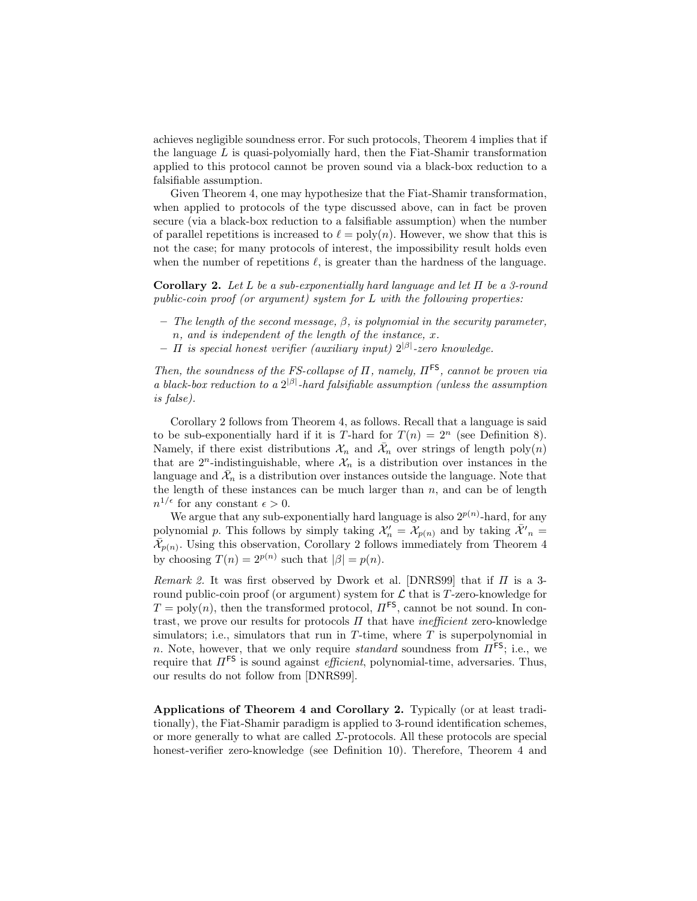achieves negligible soundness error. For such protocols, Theorem 4 implies that if the language $L$ is quasi-polyomially hard, then the Fiat-Shamir transformation applied to this protocol cannot be proven sound via a black-box reduction to a falsifiable assumption.

Given Theorem 4, one may hypothesize that the Fiat-Shamir transformation, when applied to protocols of the type discussed above, can in fact be proven secure (via a black-box reduction to a falsifiable assumption) when the number of parallel repetitions is increased to $\ell = \text{poly}(n)$. However, we show that this is not the case; for many protocols of interest, the impossibility result holds even when the number of repetitions $\ell$, is greater than the hardness of the language.

**Corollary 2.** *Let $L$ be a sub-exponentially hard language and let $\Pi$ be a 3-round public-coin proof (or argument) system for $L$ with the following properties:*

- *The length of the second message, $\beta$, is polynomial in the security parameter, $n$, and is independent of the length of the instance, $x$.*
- *$\Pi$ is special honest verifier (auxiliary input) $2^{|\beta|}$-zero knowledge.*

*Then, the soundness of the FS-collapse of $\Pi$, namely, $\Pi^{\mathsf{FS}}$, cannot be proven via a black-box reduction to a $2^{|\beta|}$-hard falsifiable assumption (unless the assumption is false).*

Corollary 2 follows from Theorem 4, as follows. Recall that a language is said to be sub-exponentially hard if it is $T$-hard for $T(n) = 2^n$ (see Definition 8). Namely, if there exist distributions $\mathcal{X}_n$ and $\bar{\mathcal{X}}_n$ over strings of length $\text{poly}(n)$ that are $2^n$-indistinguishable, where $\mathcal{X}_n$ is a distribution over instances in the language and $\bar{\mathcal{X}}_n$ is a distribution over instances outside the language. Note that the length of these instances can be much larger than $n$, and can be of length $n^{1/\epsilon}$ for any constant $\epsilon > 0$.

We argue that any sub-exponentially hard language is also $2^{p(n)}$-hard, for any polynomial $p$. This follows by simply taking $\mathcal{X}'_n = \mathcal{X}_{p(n)}$ and by taking $\bar{\mathcal{X}}'_n = \bar{\mathcal{X}}_{p(n)}$. Using this observation, Corollary 2 follows immediately from Theorem 4 by choosing $T(n) = 2^{p(n)}$ such that $|\beta| = p(n)$.

*Remark 2.* It was first observed by Dwork et al. [DNRS99] that if $\Pi$ is a 3-round public-coin proof (or argument) system for $\mathcal{L}$ that is $T$-zero-knowledge for $T = \text{poly}(n)$, then the transformed protocol, $\Pi^{\mathsf{FS}}$, cannot be not sound. In contrast, we prove our results for protocols $\Pi$ that have *inefficient* zero-knowledge simulators; i.e., simulators that run in $T$-time, where $T$ is superpolynomial in $n$. Note, however, that we only require *standard* soundness from $\Pi^{\mathsf{FS}}$; i.e., we require that $\Pi^{\mathsf{FS}}$ is sound against *efficient*, polynomial-time, adversaries. Thus, our results do not follow from [DNRS99].

**Applications of Theorem 4 and Corollary 2.** Typically (or at least traditionally), the Fiat-Shamir paradigm is applied to 3-round identification schemes, or more generally to what are called $\Sigma$-protocols. All these protocols are special honest-verifier zero-knowledge (see Definition 10). Therefore, Theorem 4 and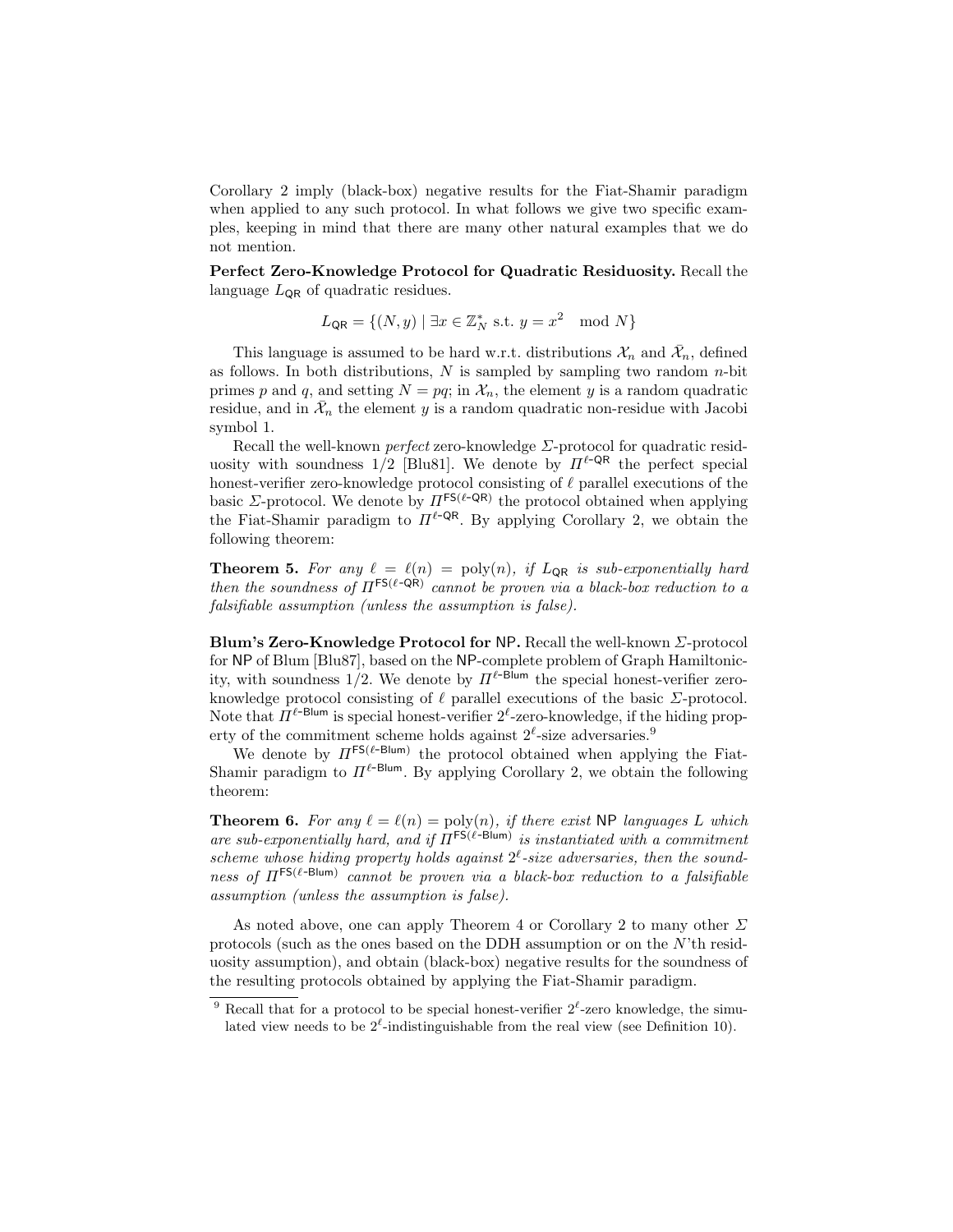Corollary 2 imply (black-box) negative results for the Fiat-Shamir paradigm when applied to any such protocol. In what follows we give two specific examples, keeping in mind that there are many other natural examples that we do not mention.

**Perfect Zero-Knowledge Protocol for Quadratic Residuosity.** Recall the language $L_{\mathsf{QR}}$ of quadratic residues.

$$L_{\mathsf{QR}} = \{(N, y) \mid \exists x \in \mathbb{Z}_N^* \text{ s.t. } y = x^2 \mod N\}$$

This language is assumed to be hard w.r.t. distributions $\mathcal{X}_n$ and $\bar{\mathcal{X}}_n$, defined as follows. In both distributions, $N$ is sampled by sampling two random $n$-bit primes $p$ and $q$, and setting $N = pq$; in $\mathcal{X}_n$, the element $y$ is a random quadratic residue, and in $\bar{\mathcal{X}}_n$ the element $y$ is a random quadratic non-residue with Jacobi symbol 1.

Recall the well-known *perfect* zero-knowledge $\Sigma$-protocol for quadratic residuosity with soundness 1/2 [Blu81]. We denote by $\Pi^{\ell\text{-}\mathsf{QR}}$ the perfect special honest-verifier zero-knowledge protocol consisting of $\ell$ parallel executions of the basic $\Sigma$-protocol. We denote by $\Pi^{\mathsf{FS}(\ell\text{-}\mathsf{QR})}$ the protocol obtained when applying the Fiat-Shamir paradigm to $\Pi^{\ell\text{-}\mathsf{QR}}$. By applying Corollary 2, we obtain the following theorem:

**Theorem 5.** *For any $\ell = \ell(n) = \text{poly}(n)$, if $L_{\mathsf{QR}}$ is sub-exponentially hard then the soundness of $\Pi^{\mathsf{FS}(\ell\text{-}\mathsf{QR})}$ cannot be proven via a black-box reduction to a falsifiable assumption (unless the assumption is false).*

**Blum's Zero-Knowledge Protocol for NP.** Recall the well-known $\Sigma$-protocol for NP of Blum [Blu87], based on the NP-complete problem of Graph Hamiltonicity, with soundness 1/2. We denote by $\Pi^{\ell\text{-}\mathsf{Blum}}$ the special honest-verifier zero-knowledge protocol consisting of $\ell$ parallel executions of the basic $\Sigma$-protocol. Note that $\Pi^{\ell\text{-}\mathsf{Blum}}$ is special honest-verifier $2^\ell$-zero-knowledge, if the hiding property of the commitment scheme holds against $2^\ell$-size adversaries.[9]

We denote by $\Pi^{\mathsf{FS}(\ell\text{-}\mathsf{Blum})}$ the protocol obtained when applying the Fiat-Shamir paradigm to $\Pi^{\ell\text{-}\mathsf{Blum}}$. By applying Corollary 2, we obtain the following theorem:

**Theorem 6.** *For any $\ell = \ell(n) = \text{poly}(n)$, if there exist NP languages $L$ which are sub-exponentially hard, and if $\Pi^{\mathsf{FS}(\ell\text{-}\mathsf{Blum})}$ is instantiated with a commitment scheme whose hiding property holds against $2^\ell$-size adversaries, then the soundness of $\Pi^{\mathsf{FS}(\ell\text{-}\mathsf{Blum})}$ cannot be proven via a black-box reduction to a falsifiable assumption (unless the assumption is false).*

As noted above, one can apply Theorem 4 or Corollary 2 to many other $\Sigma$ protocols (such as the ones based on the DDH assumption or on the $N$'th residuosity assumption), and obtain (black-box) negative results for the soundness of the resulting protocols obtained by applying the Fiat-Shamir paradigm.

[9] Recall that for a protocol to be special honest-verifier $2^\ell$-zero knowledge, the simulated view needs to be $2^\ell$-indistinguishable from the real view (see Definition 10).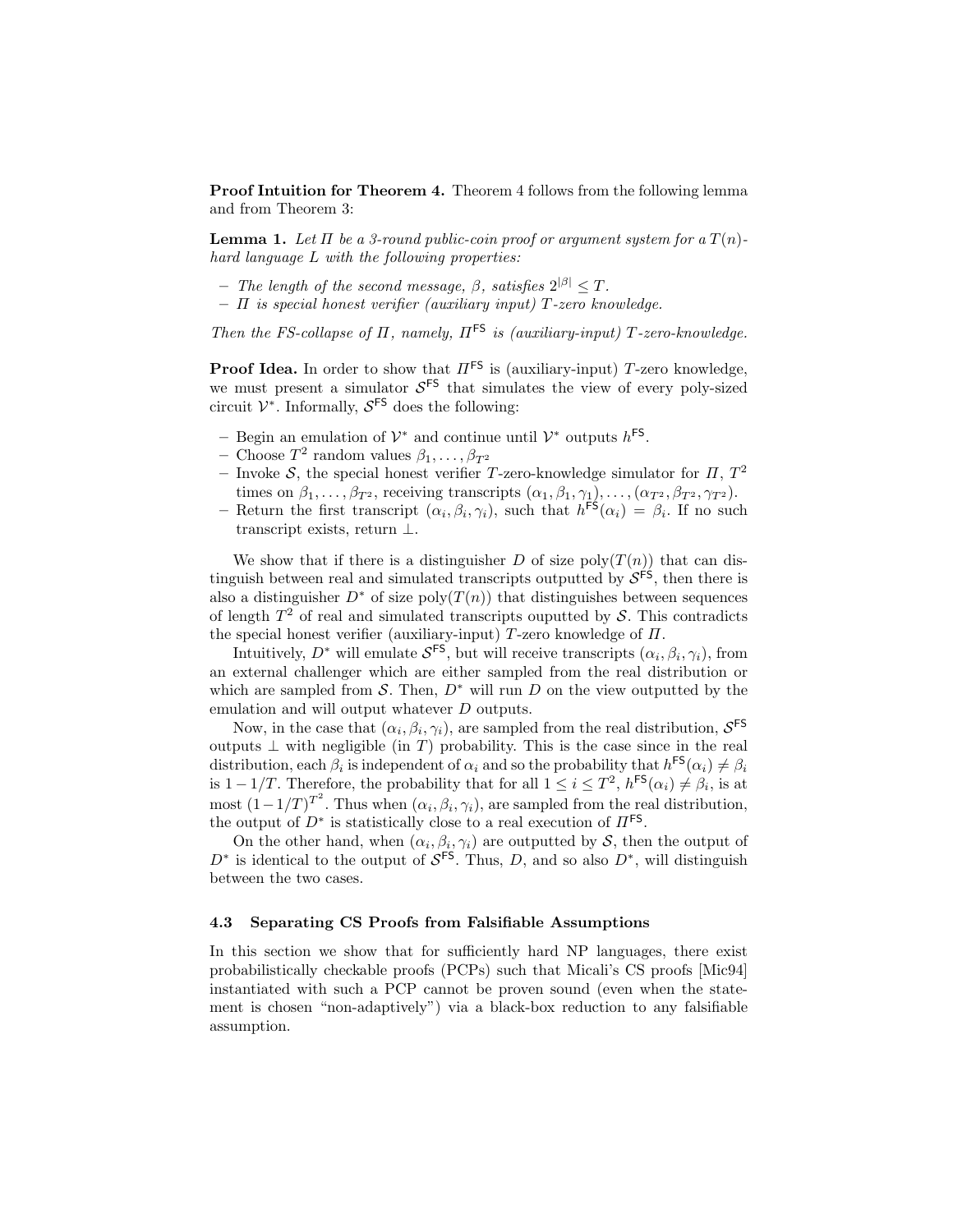**Proof Intuition for Theorem 4.** Theorem 4 follows from the following lemma and from Theorem 3:

**Lemma 1.** *Let $\Pi$ be a 3-round public-coin proof or argument system for a $T(n)$-hard language $L$ with the following properties:*

- *The length of the second message, $\beta$, satisfies $2^{|\beta|} \leq T$.*
- *$\Pi$ is special honest verifier (auxiliary input) $T$-zero knowledge.*

*Then the FS-collapse of $\Pi$, namely, $\Pi^{\mathsf{FS}}$ is (auxiliary-input) $T$-zero-knowledge.*

**Proof Idea.** In order to show that $\Pi^{\mathsf{FS}}$ is (auxiliary-input) $T$-zero knowledge, we must present a simulator $\mathcal{S}^{\mathsf{FS}}$ that simulates the view of every poly-sized circuit $\mathcal{V}^*$. Informally, $\mathcal{S}^{\mathsf{FS}}$ does the following:

- Begin an emulation of $\mathcal{V}^*$ and continue until $\mathcal{V}^*$ outputs $h^{\mathsf{FS}}$.
- Choose $T^2$ random values $\beta_1, \ldots, \beta_{T^2}$
- Invoke $\mathcal{S}$, the special honest verifier $T$-zero-knowledge simulator for $\Pi$, $T^2$ times on $\beta_1, \ldots, \beta_{T^2}$, receiving transcripts $(\alpha_1, \beta_1, \gamma_1), \ldots, (\alpha_{T^2}, \beta_{T^2}, \gamma_{T^2})$.
- Return the first transcript $(\alpha_i, \beta_i, \gamma_i)$, such that $h^{\mathsf{FS}}(\alpha_i) = \beta_i$. If no such transcript exists, return $\perp$.

We show that if there is a distinguisher $D$ of size $\mathrm{poly}(T(n))$ that can distinguish between real and simulated transcripts outputted by $\mathcal{S}^{\mathsf{FS}}$, then there is also a distinguisher $D^*$ of size $\mathrm{poly}(T(n))$ that distinguishes between sequences of length $T^2$ of real and simulated transcripts ouputted by $\mathcal{S}$. This contradicts the special honest verifier (auxiliary-input) $T$-zero knowledge of $\Pi$.

Intuitively, $D^*$ will emulate $\mathcal{S}^{\mathsf{FS}}$, but will receive transcripts $(\alpha_i, \beta_i, \gamma_i)$, from an external challenger which are either sampled from the real distribution or which are sampled from $\mathcal{S}$. Then, $D^*$ will run $D$ on the view outputted by the emulation and will output whatever $D$ outputs.

Now, in the case that $(\alpha_i, \beta_i, \gamma_i)$, are sampled from the real distribution, $\mathcal{S}^{\mathsf{FS}}$ outputs $\perp$ with negligible (in $T$) probability. This is the case since in the real distribution, each $\beta_i$ is independent of $\alpha_i$ and so the probability that $h^{\mathsf{FS}}(\alpha_i) \neq \beta_i$ is $1 - 1/T$. Therefore, the probability that for all $1 \leq i \leq T^2$, $h^{\mathsf{FS}}(\alpha_i) \neq \beta_i$, is at most $(1-1/T)^{T^2}$. Thus when $(\alpha_i, \beta_i, \gamma_i)$, are sampled from the real distribution, the output of $D^*$ is statistically close to a real execution of $\Pi^{\mathsf{FS}}$.

On the other hand, when $(\alpha_i, \beta_i, \gamma_i)$ are outputted by $\mathcal{S}$, then the output of $D^*$ is identical to the output of $\mathcal{S}^{\mathsf{FS}}$. Thus, $D$, and so also $D^*$, will distinguish between the two cases.

### 4.3 Separating CS Proofs from Falsifiable Assumptions

In this section we show that for sufficiently hard NP languages, there exist probabilistically checkable proofs (PCPs) such that Micali's CS proofs [Mic94] instantiated with such a PCP cannot be proven sound (even when the statement is chosen "non-adaptively") via a black-box reduction to any falsifiable assumption.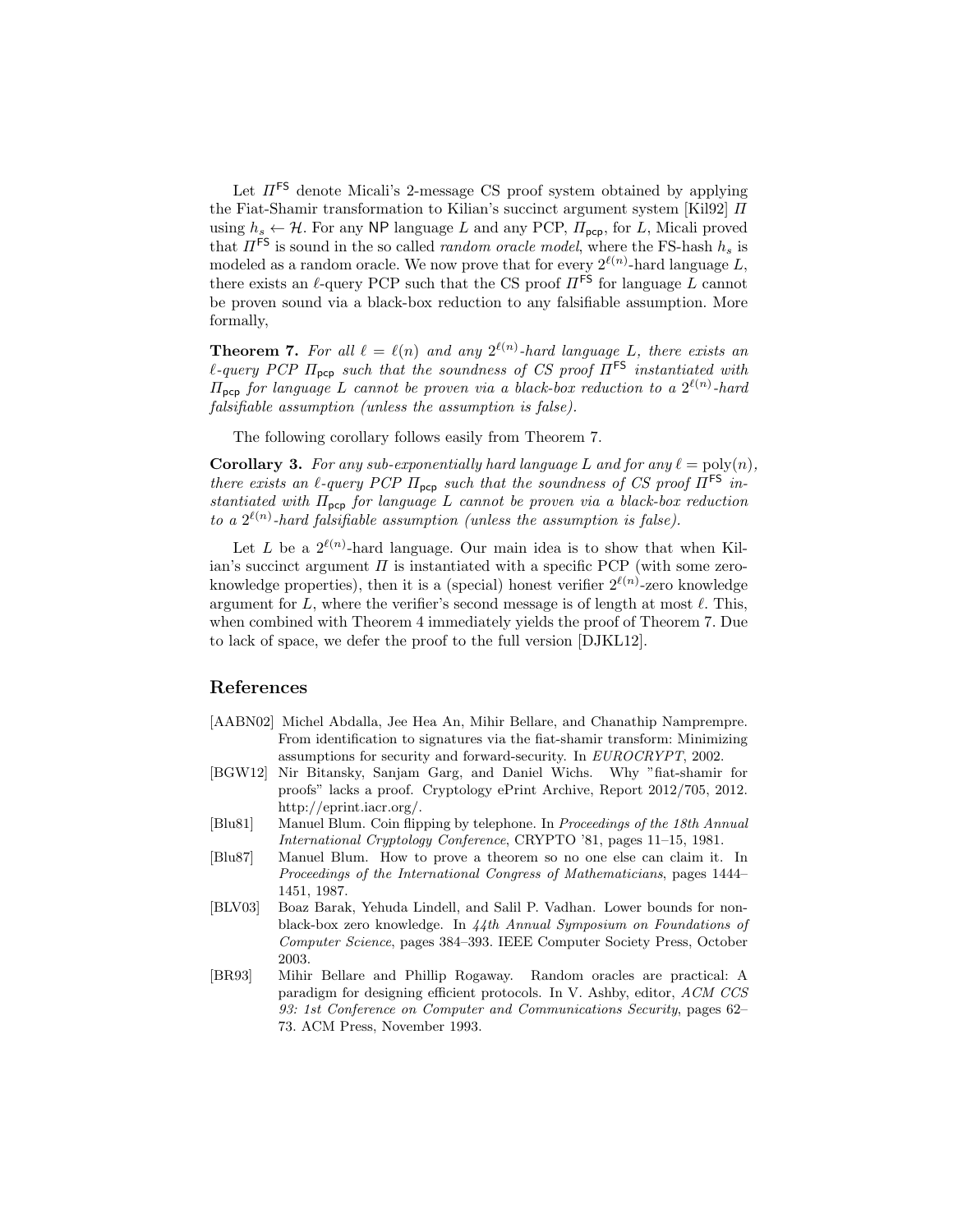Let $\Pi^{\mathsf{FS}}$ denote Micali's 2-message CS proof system obtained by applying the Fiat-Shamir transformation to Kilian's succinct argument system [Kil92] $\Pi$ using $h_s \leftarrow \mathcal{H}$. For any $\mathsf{NP}$ language $L$ and any PCP, $\Pi_{\mathsf{pcp}}$, for $L$, Micali proved that $\Pi^{\mathsf{FS}}$ is sound in the so called *random oracle model*, where the FS-hash $h_s$ is modeled as a random oracle. We now prove that for every $2^{\ell(n)}$-hard language $L$, there exists an $\ell$-query PCP such that the CS proof $\Pi^{\mathsf{FS}}$ for language $L$ cannot be proven sound via a black-box reduction to any falsifiable assumption. More formally,

**Theorem 7.** *For all $\ell = \ell(n)$ and any $2^{\ell(n)}$-hard language $L$, there exists an $\ell$-query PCP $\Pi_{\mathsf{pcp}}$ such that the soundness of CS proof $\Pi^{\mathsf{FS}}$ instantiated with $\Pi_{\mathsf{pcp}}$ for language $L$ cannot be proven via a black-box reduction to a $2^{\ell(n)}$-hard falsifiable assumption (unless the assumption is false).*

The following corollary follows easily from Theorem 7.

**Corollary 3.** *For any sub-exponentially hard language $L$ and for any $\ell = \mathrm{poly}(n)$, there exists an $\ell$-query PCP $\Pi_{\mathsf{pcp}}$ such that the soundness of CS proof $\Pi^{\mathsf{FS}}$ instantiated with $\Pi_{\mathsf{pcp}}$ for language $L$ cannot be proven via a black-box reduction to a $2^{\ell(n)}$-hard falsifiable assumption (unless the assumption is false).*

Let $L$ be a $2^{\ell(n)}$-hard language. Our main idea is to show that when Kilian's succinct argument $\Pi$ is instantiated with a specific PCP (with some zero-knowledge properties), then it is a (special) honest verifier $2^{\ell(n)}$-zero knowledge argument for $L$, where the verifier's second message is of length at most $\ell$. This, when combined with Theorem 4 immediately yields the proof of Theorem 7. Due to lack of space, we defer the proof to the full version [DJKL12].

## References

[AABN02] Michel Abdalla, Jee Hea An, Mihir Bellare, and Chanathip Namprempre. From identification to signatures via the fiat-shamir transform: Minimizing assumptions for security and forward-security. In *EUROCRYPT*, 2002.

[BGW12] Nir Bitansky, Sanjam Garg, and Daniel Wichs. Why "fiat-shamir for proofs" lacks a proof. Cryptology ePrint Archive, Report 2012/705, 2012. http://eprint.iacr.org/.

[Blu81] Manuel Blum. Coin flipping by telephone. In *Proceedings of the 18th Annual International Cryptology Conference*, CRYPTO '81, pages 11–15, 1981.

[Blu87] Manuel Blum. How to prove a theorem so no one else can claim it. In *Proceedings of the International Congress of Mathematicians*, pages 1444–1451, 1987.

[BLV03] Boaz Barak, Yehuda Lindell, and Salil P. Vadhan. Lower bounds for non-black-box zero knowledge. In *44th Annual Symposium on Foundations of Computer Science*, pages 384–393. IEEE Computer Society Press, October 2003.

[BR93] Mihir Bellare and Phillip Rogaway. Random oracles are practical: A paradigm for designing efficient protocols. In V. Ashby, editor, *ACM CCS 93: 1st Conference on Computer and Communications Security*, pages 62–73. ACM Press, November 1993.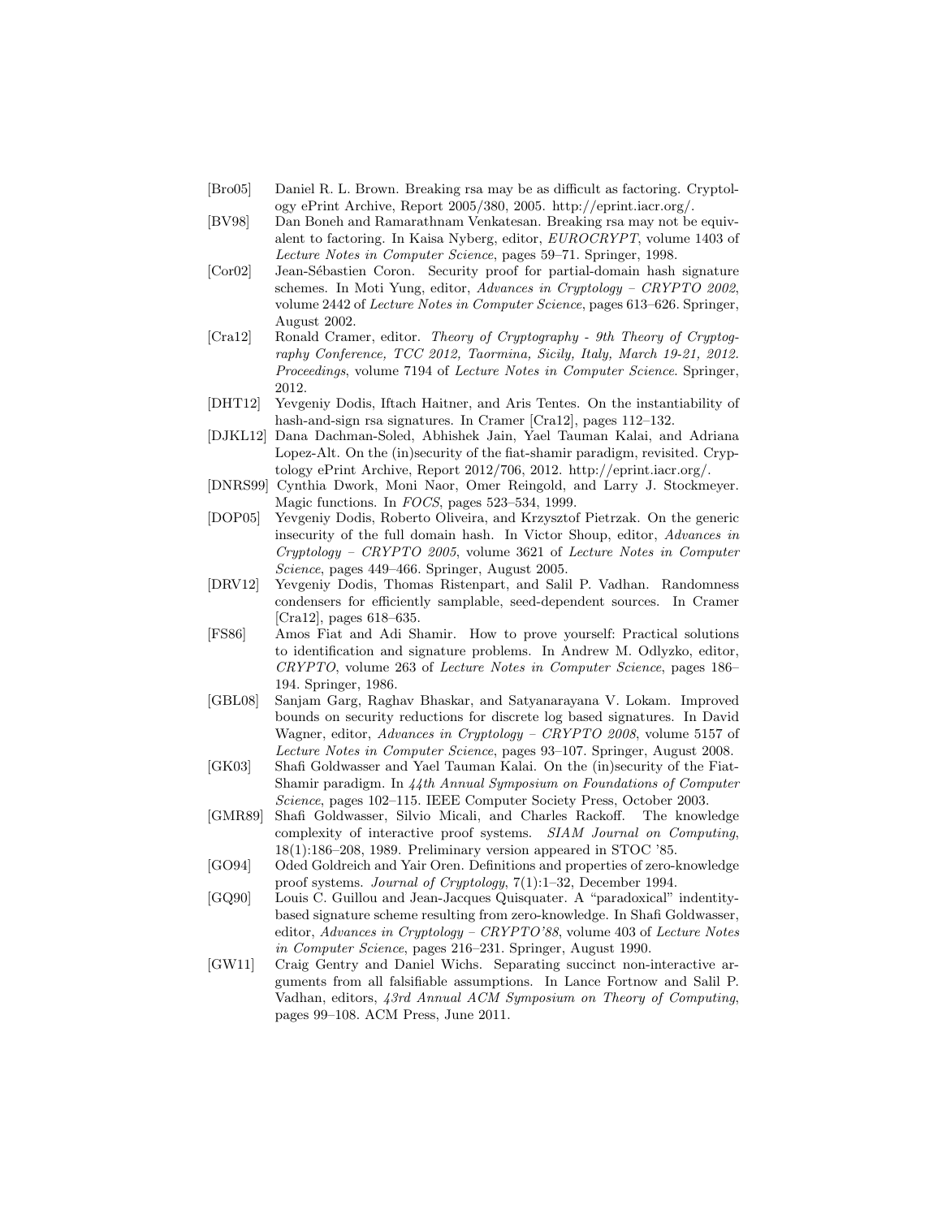[Bro05] Daniel R. L. Brown. Breaking rsa may be as difficult as factoring. Cryptology ePrint Archive, Report 2005/380, 2005. http://eprint.iacr.org/.

[BV98] Dan Boneh and Ramarathnam Venkatesan. Breaking rsa may not be equivalent to factoring. In Kaisa Nyberg, editor, *EUROCRYPT*, volume 1403 of *Lecture Notes in Computer Science*, pages 59–71. Springer, 1998.

[Cor02] Jean-Sébastien Coron. Security proof for partial-domain hash signature schemes. In Moti Yung, editor, *Advances in Cryptology – CRYPTO 2002*, volume 2442 of *Lecture Notes in Computer Science*, pages 613–626. Springer, August 2002.

[Cra12] Ronald Cramer, editor. *Theory of Cryptography - 9th Theory of Cryptography Conference, TCC 2012, Taormina, Sicily, Italy, March 19-21, 2012. Proceedings*, volume 7194 of *Lecture Notes in Computer Science*. Springer, 2012.

[DHT12] Yevgeniy Dodis, Iftach Haitner, and Aris Tentes. On the instantiability of hash-and-sign rsa signatures. In Cramer [Cra12], pages 112–132.

[DJKL12] Dana Dachman-Soled, Abhishek Jain, Yael Tauman Kalai, and Adriana Lopez-Alt. On the (in)security of the fiat-shamir paradigm, revisited. Cryptology ePrint Archive, Report 2012/706, 2012. http://eprint.iacr.org/.

[DNRS99] Cynthia Dwork, Moni Naor, Omer Reingold, and Larry J. Stockmeyer. Magic functions. In *FOCS*, pages 523–534, 1999.

[DOP05] Yevgeniy Dodis, Roberto Oliveira, and Krzysztof Pietrzak. On the generic insecurity of the full domain hash. In Victor Shoup, editor, *Advances in Cryptology – CRYPTO 2005*, volume 3621 of *Lecture Notes in Computer Science*, pages 449–466. Springer, August 2005.

[DRV12] Yevgeniy Dodis, Thomas Ristenpart, and Salil P. Vadhan. Randomness condensers for efficiently samplable, seed-dependent sources. In Cramer [Cra12], pages 618–635.

[FS86] Amos Fiat and Adi Shamir. How to prove yourself: Practical solutions to identification and signature problems. In Andrew M. Odlyzko, editor, *CRYPTO*, volume 263 of *Lecture Notes in Computer Science*, pages 186–194. Springer, 1986.

[GBL08] Sanjam Garg, Raghav Bhaskar, and Satyanarayana V. Lokam. Improved bounds on security reductions for discrete log based signatures. In David Wagner, editor, *Advances in Cryptology – CRYPTO 2008*, volume 5157 of *Lecture Notes in Computer Science*, pages 93–107. Springer, August 2008.

[GK03] Shafi Goldwasser and Yael Tauman Kalai. On the (in)security of the Fiat-Shamir paradigm. In *44th Annual Symposium on Foundations of Computer Science*, pages 102–115. IEEE Computer Society Press, October 2003.

[GMR89] Shafi Goldwasser, Silvio Micali, and Charles Rackoff. The knowledge complexity of interactive proof systems. *SIAM Journal on Computing*, 18(1):186–208, 1989. Preliminary version appeared in STOC '85.

[GO94] Oded Goldreich and Yair Oren. Definitions and properties of zero-knowledge proof systems. *Journal of Cryptology*, 7(1):1–32, December 1994.

[GQ90] Louis C. Guillou and Jean-Jacques Quisquater. A "paradoxical" indentity-based signature scheme resulting from zero-knowledge. In Shafi Goldwasser, editor, *Advances in Cryptology – CRYPTO'88*, volume 403 of *Lecture Notes in Computer Science*, pages 216–231. Springer, August 1990.

[GW11] Craig Gentry and Daniel Wichs. Separating succinct non-interactive arguments from all falsifiable assumptions. In Lance Fortnow and Salil P. Vadhan, editors, *43rd Annual ACM Symposium on Theory of Computing*, pages 99–108. ACM Press, June 2011.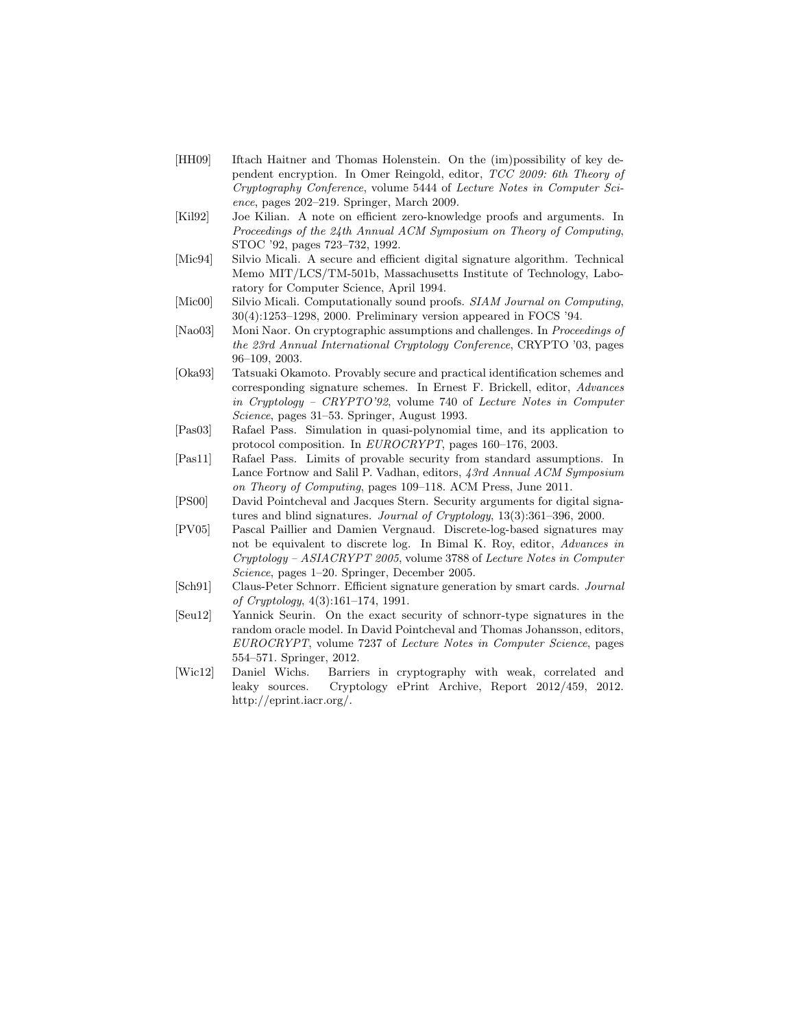[HH09] Iftach Haitner and Thomas Holenstein. On the (im)possibility of key dependent encryption. In Omer Reingold, editor, *TCC 2009: 6th Theory of Cryptography Conference*, volume 5444 of *Lecture Notes in Computer Science*, pages 202–219. Springer, March 2009.

[Kil92] Joe Kilian. A note on efficient zero-knowledge proofs and arguments. In *Proceedings of the 24th Annual ACM Symposium on Theory of Computing*, STOC '92, pages 723–732, 1992.

[Mic94] Silvio Micali. A secure and efficient digital signature algorithm. Technical Memo MIT/LCS/TM-501b, Massachusetts Institute of Technology, Laboratory for Computer Science, April 1994.

[Mic00] Silvio Micali. Computationally sound proofs. *SIAM Journal on Computing*, 30(4):1253–1298, 2000. Preliminary version appeared in FOCS '94.

[Nao03] Moni Naor. On cryptographic assumptions and challenges. In *Proceedings of the 23rd Annual International Cryptology Conference*, CRYPTO '03, pages 96–109, 2003.

[Oka93] Tatsuaki Okamoto. Provably secure and practical identification schemes and corresponding signature schemes. In Ernest F. Brickell, editor, *Advances in Cryptology – CRYPTO'92*, volume 740 of *Lecture Notes in Computer Science*, pages 31–53. Springer, August 1993.

[Pas03] Rafael Pass. Simulation in quasi-polynomial time, and its application to protocol composition. In *EUROCRYPT*, pages 160–176, 2003.

[Pas11] Rafael Pass. Limits of provable security from standard assumptions. In Lance Fortnow and Salil P. Vadhan, editors, *43rd Annual ACM Symposium on Theory of Computing*, pages 109–118. ACM Press, June 2011.

[PS00] David Pointcheval and Jacques Stern. Security arguments for digital signatures and blind signatures. *Journal of Cryptology*, 13(3):361–396, 2000.

[PV05] Pascal Paillier and Damien Vergnaud. Discrete-log-based signatures may not be equivalent to discrete log. In Bimal K. Roy, editor, *Advances in Cryptology – ASIACRYPT 2005*, volume 3788 of *Lecture Notes in Computer Science*, pages 1–20. Springer, December 2005.

[Sch91] Claus-Peter Schnorr. Efficient signature generation by smart cards. *Journal of Cryptology*, 4(3):161–174, 1991.

[Seu12] Yannick Seurin. On the exact security of schnorr-type signatures in the random oracle model. In David Pointcheval and Thomas Johansson, editors, *EUROCRYPT*, volume 7237 of *Lecture Notes in Computer Science*, pages 554–571. Springer, 2012.

[Wic12] Daniel Wichs. Barriers in cryptography with weak, correlated and leaky sources. Cryptology ePrint Archive, Report 2012/459, 2012. http://eprint.iacr.org/.